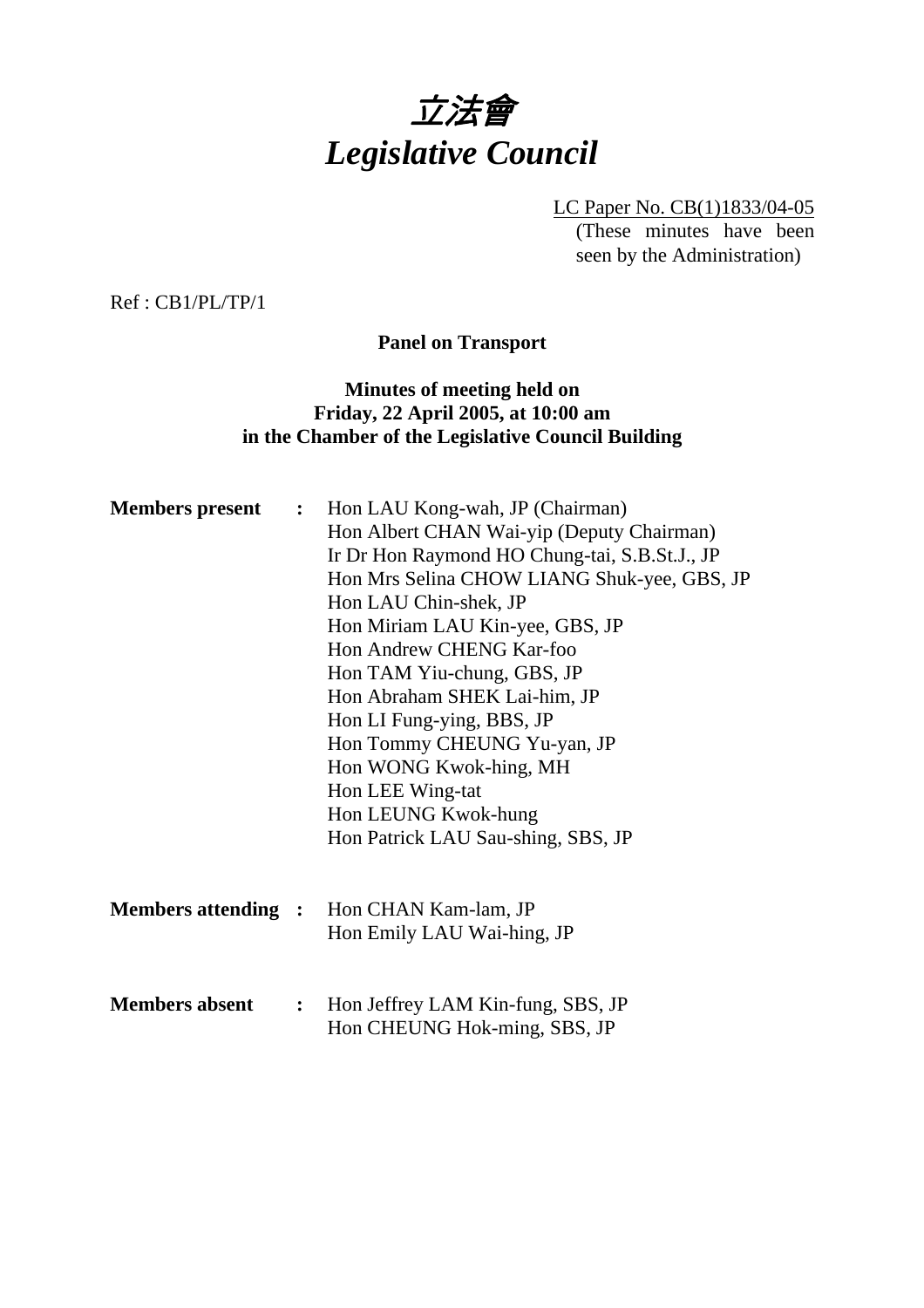# 立法會
# *Legislative Council*

LC Paper No. CB(1)1833/04-05
(These minutes have been seen by the Administration)

Ref : CB1/PL/TP/1

**Panel on Transport**

**Minutes of meeting held on Friday, 22 April 2005, at 10:00 am in the Chamber of the Legislative Council Building**

**Members present :**
Hon LAU Kong-wah, JP (Chairman)
Hon Albert CHAN Wai-yip (Deputy Chairman)
Ir Dr Hon Raymond HO Chung-tai, S.B.St.J., JP
Hon Mrs Selina CHOW LIANG Shuk-yee, GBS, JP
Hon LAU Chin-shek, JP
Hon Miriam LAU Kin-yee, GBS, JP
Hon Andrew CHENG Kar-foo
Hon TAM Yiu-chung, GBS, JP
Hon Abraham SHEK Lai-him, JP
Hon LI Fung-ying, BBS, JP
Hon Tommy CHEUNG Yu-yan, JP
Hon WONG Kwok-hing, MH
Hon LEE Wing-tat
Hon LEUNG Kwok-hung
Hon Patrick LAU Sau-shing, SBS, JP

**Members attending :**
Hon CHAN Kam-lam, JP
Hon Emily LAU Wai-hing, JP

**Members absent :**
Hon Jeffrey LAM Kin-fung, SBS, JP
Hon CHEUNG Hok-ming, SBS, JP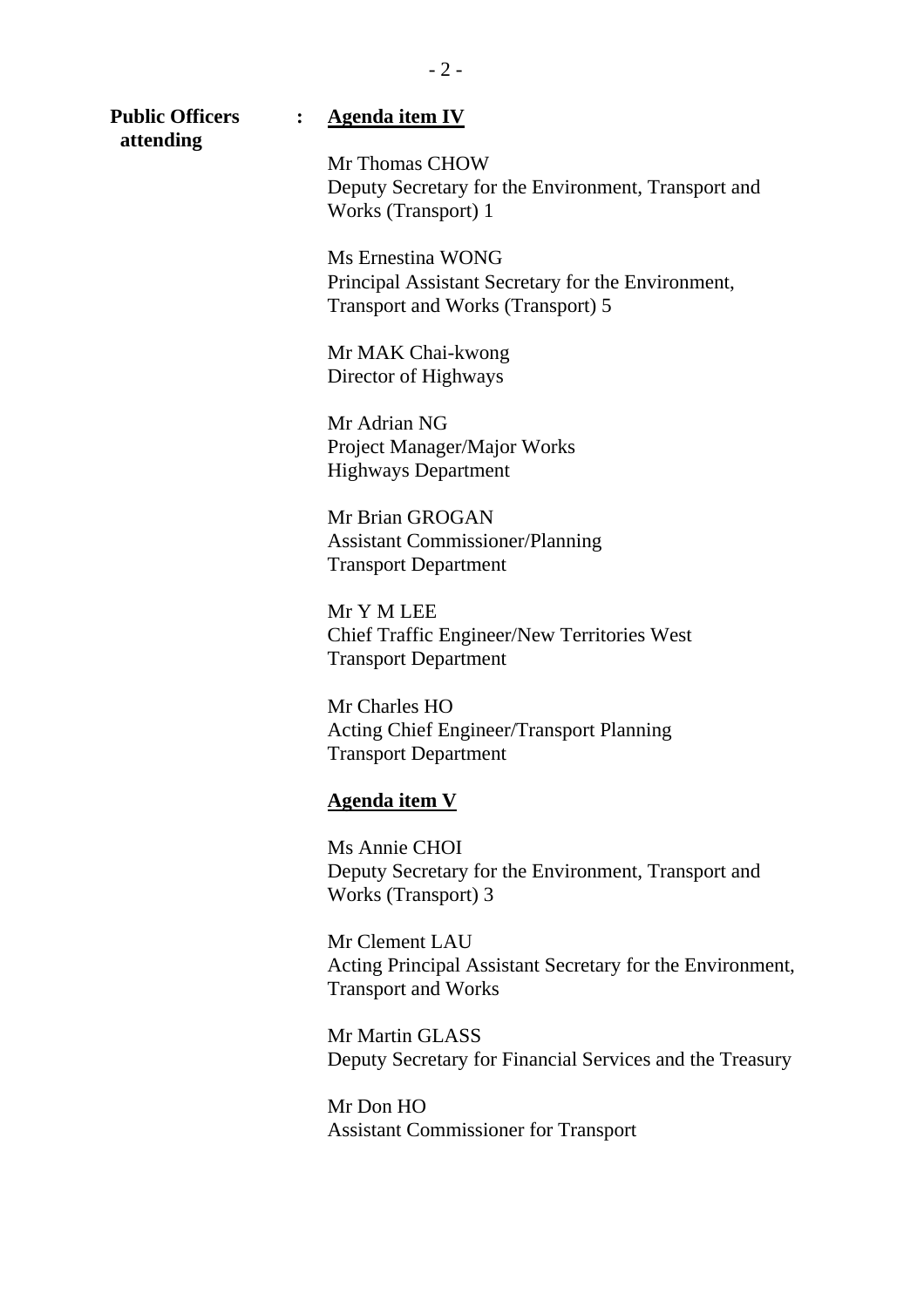**Public Officers attending** : **<u>Agenda item IV</u>**

Mr Thomas CHOW
Deputy Secretary for the Environment, Transport and Works (Transport) 1

Ms Ernestina WONG
Principal Assistant Secretary for the Environment, Transport and Works (Transport) 5

Mr MAK Chai-kwong
Director of Highways

Mr Adrian NG
Project Manager/Major Works
Highways Department

Mr Brian GROGAN
Assistant Commissioner/Planning
Transport Department

Mr Y M LEE
Chief Traffic Engineer/New Territories West
Transport Department

Mr Charles HO
Acting Chief Engineer/Transport Planning
Transport Department

**<u>Agenda item V</u>**

Ms Annie CHOI
Deputy Secretary for the Environment, Transport and Works (Transport) 3

Mr Clement LAU
Acting Principal Assistant Secretary for the Environment, Transport and Works

Mr Martin GLASS
Deputy Secretary for Financial Services and the Treasury

Mr Don HO
Assistant Commissioner for Transport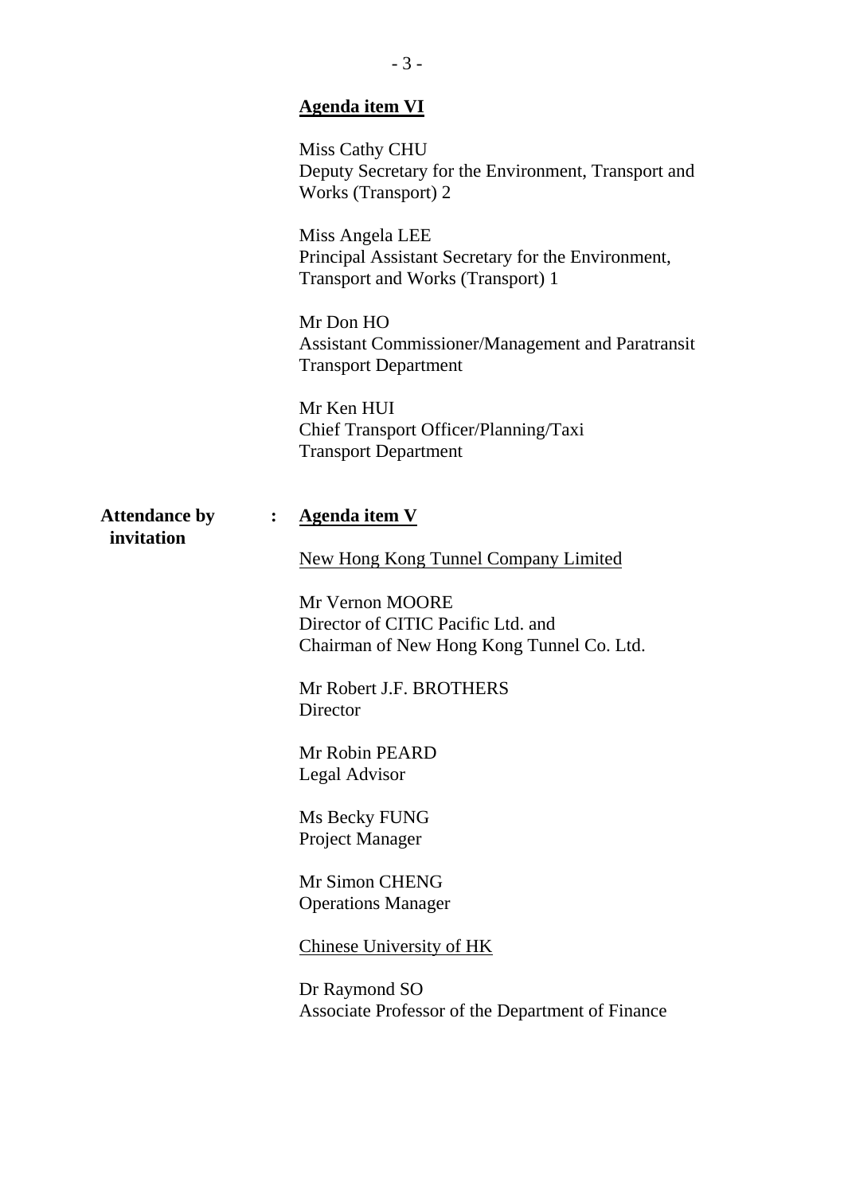**Agenda item VI**

Miss Cathy CHU
Deputy Secretary for the Environment, Transport and Works (Transport) 2

Miss Angela LEE
Principal Assistant Secretary for the Environment, Transport and Works (Transport) 1

Mr Don HO
Assistant Commissioner/Management and Paratransit
Transport Department

Mr Ken HUI
Chief Transport Officer/Planning/Taxi
Transport Department

**Attendance by invitation** : **Agenda item V**

New Hong Kong Tunnel Company Limited

Mr Vernon MOORE
Director of CITIC Pacific Ltd. and
Chairman of New Hong Kong Tunnel Co. Ltd.

Mr Robert J.F. BROTHERS
Director

Mr Robin PEARD
Legal Advisor

Ms Becky FUNG
Project Manager

Mr Simon CHENG
Operations Manager

Chinese University of HK

Dr Raymond SO
Associate Professor of the Department of Finance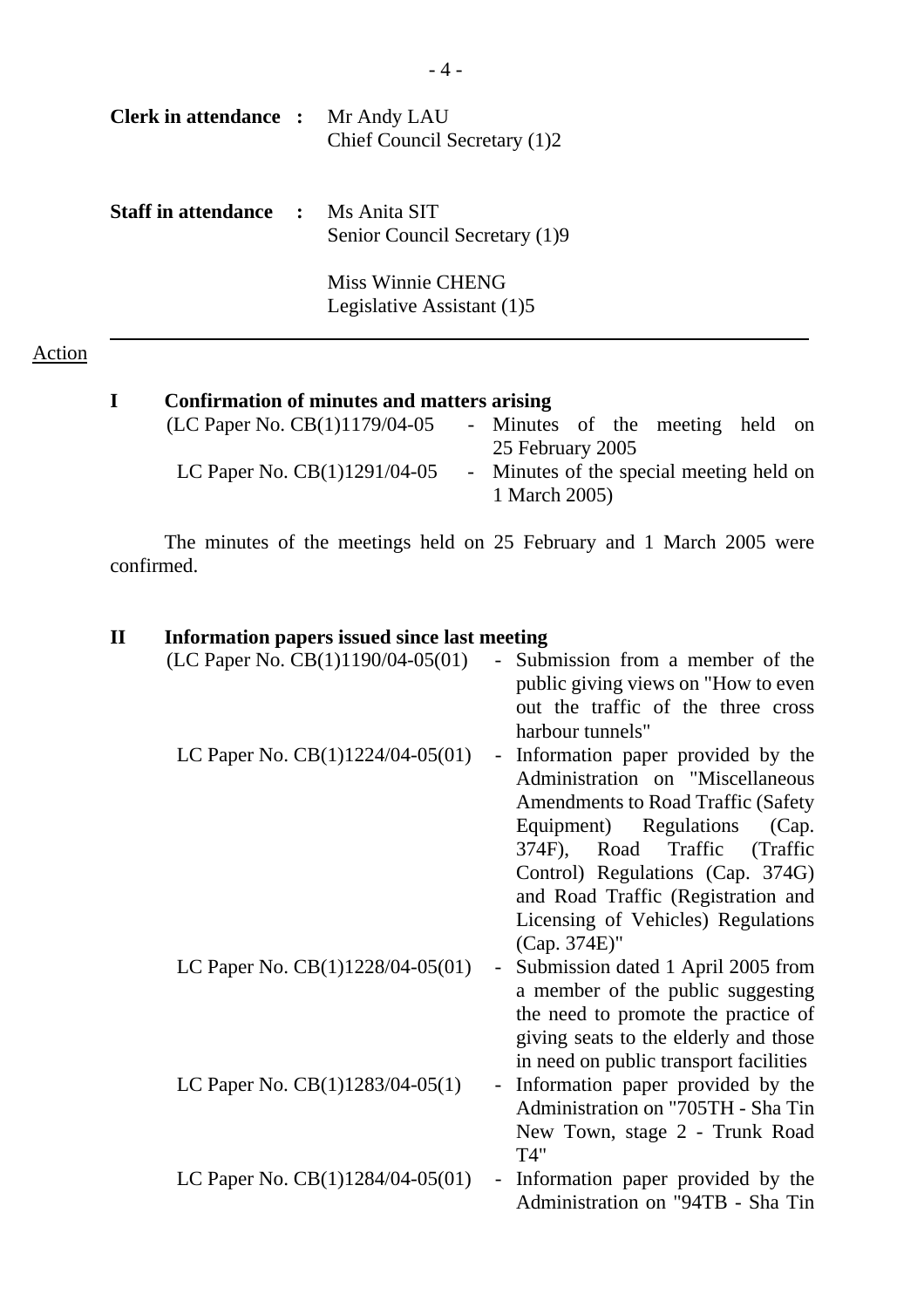**Clerk in attendance :** Mr Andy LAU
Chief Council Secretary (1)2

**Staff in attendance :** Ms Anita SIT
Senior Council Secretary (1)9

Miss Winnie CHENG
Legislative Assistant (1)5

---

Action

## I Confirmation of minutes and matters arising

(LC Paper No. CB(1)1179/04-05 - Minutes of the meeting held on 25 February 2005
LC Paper No. CB(1)1291/04-05 - Minutes of the special meeting held on 1 March 2005)

The minutes of the meetings held on 25 February and 1 March 2005 were confirmed.

## II Information papers issued since last meeting

(LC Paper No. CB(1)1190/04-05(01) - Submission from a member of the public giving views on "How to even out the traffic of the three cross harbour tunnels"

LC Paper No. CB(1)1224/04-05(01) - Information paper provided by the Administration on "Miscellaneous Amendments to Road Traffic (Safety Equipment) Regulations (Cap. 374F), Road Traffic (Traffic Control) Regulations (Cap. 374G) and Road Traffic (Registration and Licensing of Vehicles) Regulations (Cap. 374E)"

LC Paper No. CB(1)1228/04-05(01) - Submission dated 1 April 2005 from a member of the public suggesting the need to promote the practice of giving seats to the elderly and those in need on public transport facilities

LC Paper No. CB(1)1283/04-05(1) - Information paper provided by the Administration on "705TH - Sha Tin New Town, stage 2 - Trunk Road T4"

LC Paper No. CB(1)1284/04-05(01) - Information paper provided by the Administration on "94TB - Sha Tin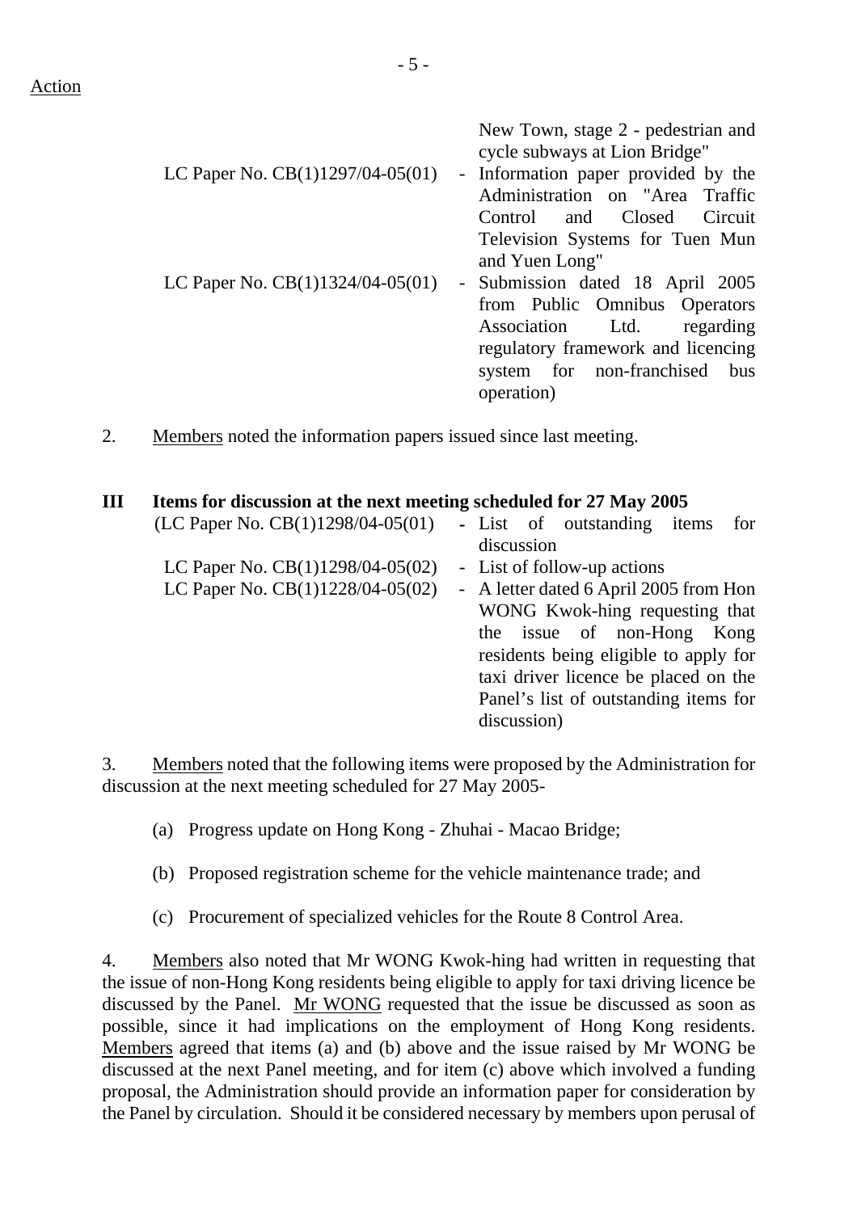Action

| | | |
|---|---|---|
| | | New Town, stage 2 - pedestrian and cycle subways at Lion Bridge" |
| LC Paper No. CB(1)1297/04-05(01) | - | Information paper provided by the Administration on "Area Traffic Control and Closed Circuit Television Systems for Tuen Mun and Yuen Long" |
| LC Paper No. CB(1)1324/04-05(01) | - | Submission dated 18 April 2005 from Public Omnibus Operators Association Ltd. regarding regulatory framework and licencing system for non-franchised bus operation) |

2. Members noted the information papers issued since last meeting.

## III Items for discussion at the next meeting scheduled for 27 May 2005

| | | |
|---|---|---|
| (LC Paper No. CB(1)1298/04-05(01) | - | List of outstanding items for discussion |
| LC Paper No. CB(1)1298/04-05(02) | - | List of follow-up actions |
| LC Paper No. CB(1)1228/04-05(02) | - | A letter dated 6 April 2005 from Hon WONG Kwok-hing requesting that the issue of non-Hong Kong residents being eligible to apply for taxi driver licence be placed on the Panel's list of outstanding items for discussion) |

3. Members noted that the following items were proposed by the Administration for discussion at the next meeting scheduled for 27 May 2005-

(a) Progress update on Hong Kong - Zhuhai - Macao Bridge;

(b) Proposed registration scheme for the vehicle maintenance trade; and

(c) Procurement of specialized vehicles for the Route 8 Control Area.

4. Members also noted that Mr WONG Kwok-hing had written in requesting that the issue of non-Hong Kong residents being eligible to apply for taxi driving licence be discussed by the Panel. Mr WONG requested that the issue be discussed as soon as possible, since it had implications on the employment of Hong Kong residents. Members agreed that items (a) and (b) above and the issue raised by Mr WONG be discussed at the next Panel meeting, and for item (c) above which involved a funding proposal, the Administration should provide an information paper for consideration by the Panel by circulation. Should it be considered necessary by members upon perusal of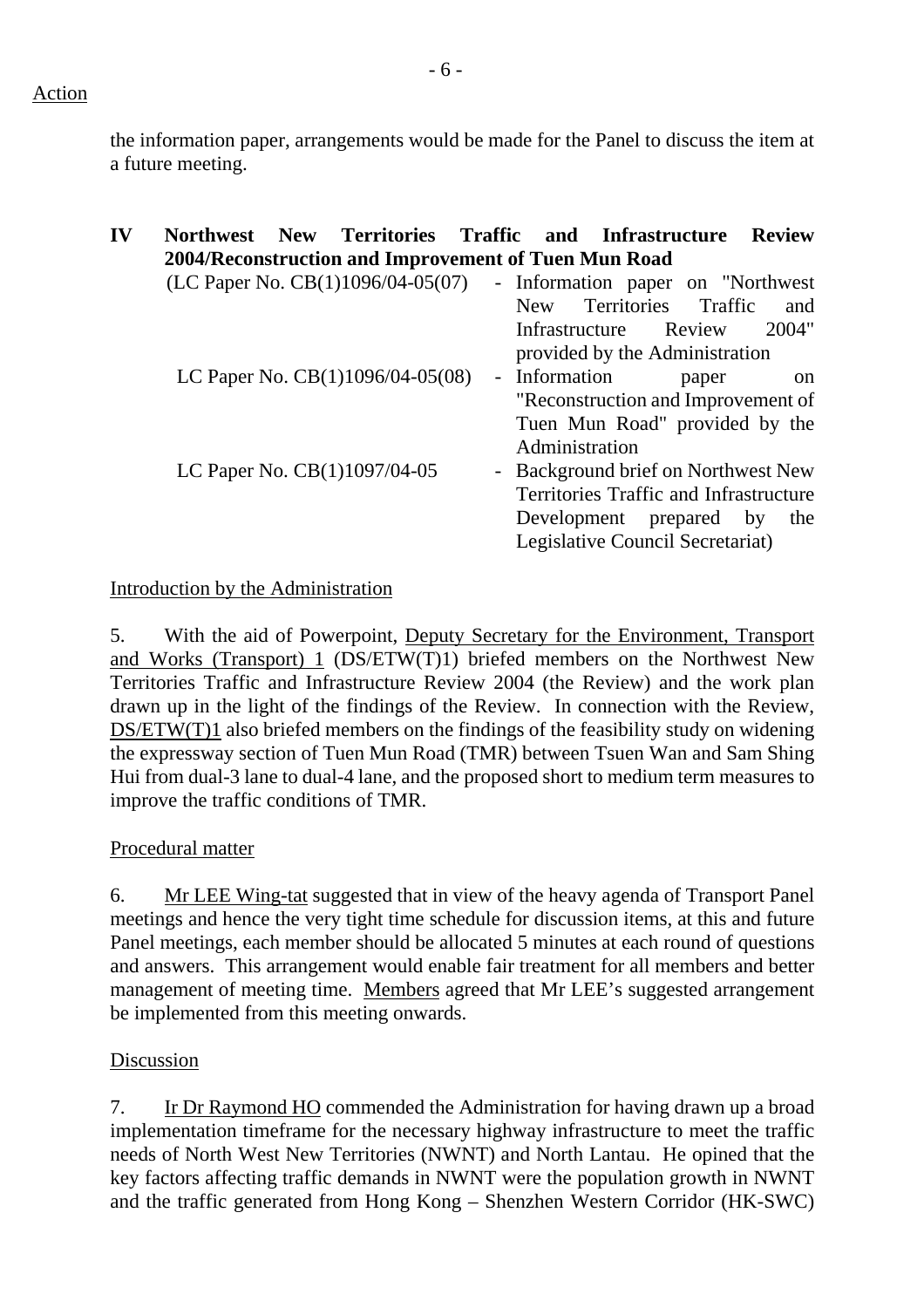Action

the information paper, arrangements would be made for the Panel to discuss the item at a future meeting.

**IV Northwest New Territories Traffic and Infrastructure Review 2004/Reconstruction and Improvement of Tuen Mun Road**

(LC Paper No. CB(1)1096/04-05(07) - Information paper on "Northwest New Territories Traffic and Infrastructure Review 2004" provided by the Administration

LC Paper No. CB(1)1096/04-05(08) - Information paper on "Reconstruction and Improvement of Tuen Mun Road" provided by the Administration

LC Paper No. CB(1)1097/04-05 - Background brief on Northwest New Territories Traffic and Infrastructure Development prepared by the Legislative Council Secretariat)

Introduction by the Administration

5. With the aid of Powerpoint, Deputy Secretary for the Environment, Transport and Works (Transport) 1 (DS/ETW(T)1) briefed members on the Northwest New Territories Traffic and Infrastructure Review 2004 (the Review) and the work plan drawn up in the light of the findings of the Review. In connection with the Review, DS/ETW(T)1 also briefed members on the findings of the feasibility study on widening the expressway section of Tuen Mun Road (TMR) between Tsuen Wan and Sam Shing Hui from dual-3 lane to dual-4 lane, and the proposed short to medium term measures to improve the traffic conditions of TMR.

Procedural matter

6. Mr LEE Wing-tat suggested that in view of the heavy agenda of Transport Panel meetings and hence the very tight time schedule for discussion items, at this and future Panel meetings, each member should be allocated 5 minutes at each round of questions and answers. This arrangement would enable fair treatment for all members and better management of meeting time. Members agreed that Mr LEE's suggested arrangement be implemented from this meeting onwards.

Discussion

7. Ir Dr Raymond HO commended the Administration for having drawn up a broad implementation timeframe for the necessary highway infrastructure to meet the traffic needs of North West New Territories (NWNT) and North Lantau. He opined that the key factors affecting traffic demands in NWNT were the population growth in NWNT and the traffic generated from Hong Kong – Shenzhen Western Corridor (HK-SWC)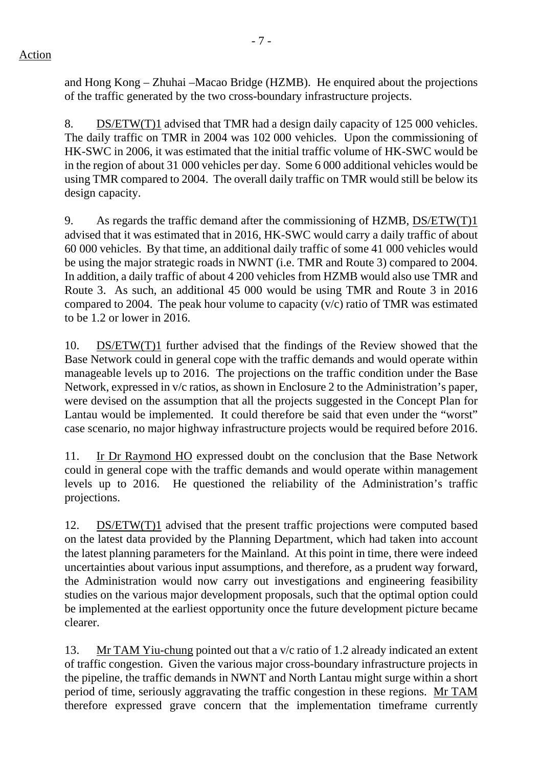Action

and Hong Kong – Zhuhai –Macao Bridge (HZMB). He enquired about the projections of the traffic generated by the two cross-boundary infrastructure projects.

8. DS/ETW(T)1 advised that TMR had a design daily capacity of 125 000 vehicles. The daily traffic on TMR in 2004 was 102 000 vehicles. Upon the commissioning of HK-SWC in 2006, it was estimated that the initial traffic volume of HK-SWC would be in the region of about 31 000 vehicles per day. Some 6 000 additional vehicles would be using TMR compared to 2004. The overall daily traffic on TMR would still be below its design capacity.

9. As regards the traffic demand after the commissioning of HZMB, DS/ETW(T)1 advised that it was estimated that in 2016, HK-SWC would carry a daily traffic of about 60 000 vehicles. By that time, an additional daily traffic of some 41 000 vehicles would be using the major strategic roads in NWNT (i.e. TMR and Route 3) compared to 2004. In addition, a daily traffic of about 4 200 vehicles from HZMB would also use TMR and Route 3. As such, an additional 45 000 would be using TMR and Route 3 in 2016 compared to 2004. The peak hour volume to capacity (v/c) ratio of TMR was estimated to be 1.2 or lower in 2016.

10. DS/ETW(T)1 further advised that the findings of the Review showed that the Base Network could in general cope with the traffic demands and would operate within manageable levels up to 2016. The projections on the traffic condition under the Base Network, expressed in v/c ratios, as shown in Enclosure 2 to the Administration's paper, were devised on the assumption that all the projects suggested in the Concept Plan for Lantau would be implemented. It could therefore be said that even under the "worst" case scenario, no major highway infrastructure projects would be required before 2016.

11. Ir Dr Raymond HO expressed doubt on the conclusion that the Base Network could in general cope with the traffic demands and would operate within management levels up to 2016. He questioned the reliability of the Administration's traffic projections.

12. DS/ETW(T)1 advised that the present traffic projections were computed based on the latest data provided by the Planning Department, which had taken into account the latest planning parameters for the Mainland. At this point in time, there were indeed uncertainties about various input assumptions, and therefore, as a prudent way forward, the Administration would now carry out investigations and engineering feasibility studies on the various major development proposals, such that the optimal option could be implemented at the earliest opportunity once the future development picture became clearer.

13. Mr TAM Yiu-chung pointed out that a v/c ratio of 1.2 already indicated an extent of traffic congestion. Given the various major cross-boundary infrastructure projects in the pipeline, the traffic demands in NWNT and North Lantau might surge within a short period of time, seriously aggravating the traffic congestion in these regions. Mr TAM therefore expressed grave concern that the implementation timeframe currently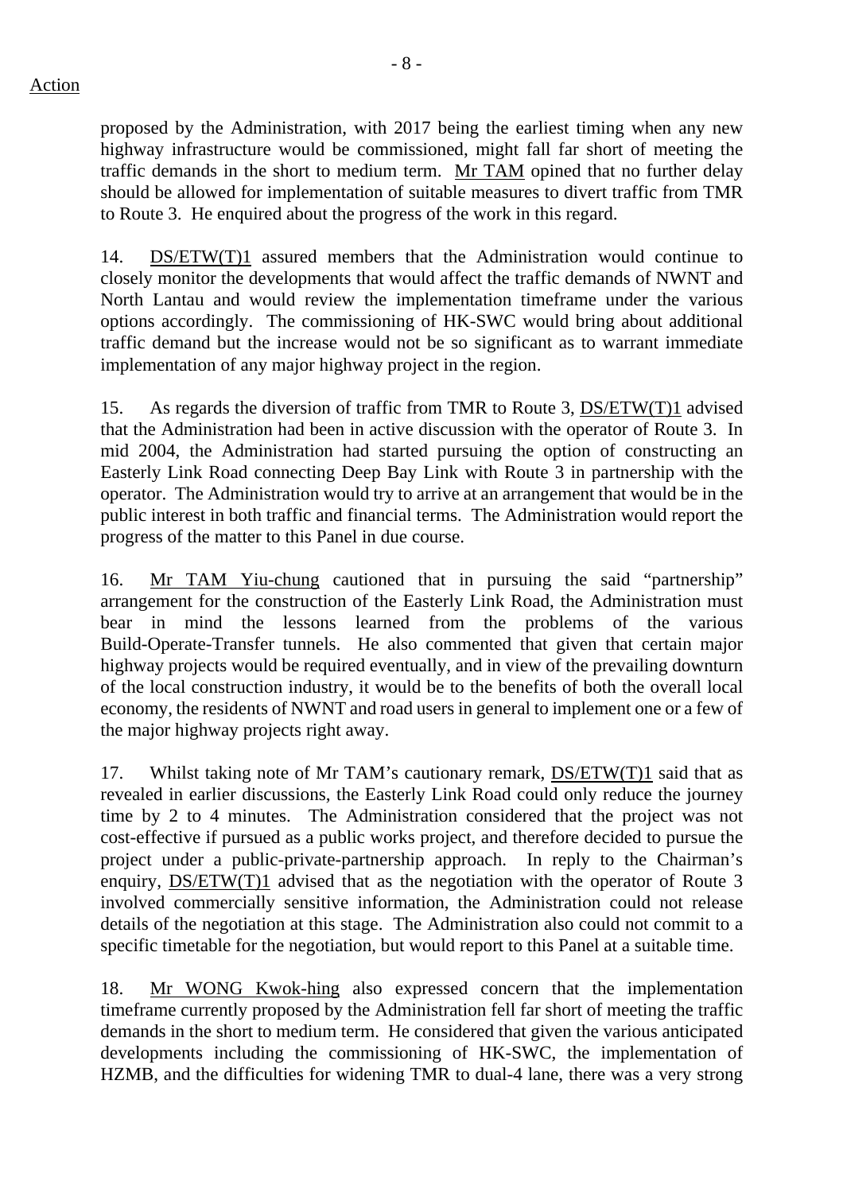proposed by the Administration, with 2017 being the earliest timing when any new highway infrastructure would be commissioned, might fall far short of meeting the traffic demands in the short to medium term. Mr TAM opined that no further delay should be allowed for implementation of suitable measures to divert traffic from TMR to Route 3. He enquired about the progress of the work in this regard.

14. DS/ETW(T)1 assured members that the Administration would continue to closely monitor the developments that would affect the traffic demands of NWNT and North Lantau and would review the implementation timeframe under the various options accordingly. The commissioning of HK-SWC would bring about additional traffic demand but the increase would not be so significant as to warrant immediate implementation of any major highway project in the region.

15. As regards the diversion of traffic from TMR to Route 3, DS/ETW(T)1 advised that the Administration had been in active discussion with the operator of Route 3. In mid 2004, the Administration had started pursuing the option of constructing an Easterly Link Road connecting Deep Bay Link with Route 3 in partnership with the operator. The Administration would try to arrive at an arrangement that would be in the public interest in both traffic and financial terms. The Administration would report the progress of the matter to this Panel in due course.

16. Mr TAM Yiu-chung cautioned that in pursuing the said "partnership" arrangement for the construction of the Easterly Link Road, the Administration must bear in mind the lessons learned from the problems of the various Build-Operate-Transfer tunnels. He also commented that given that certain major highway projects would be required eventually, and in view of the prevailing downturn of the local construction industry, it would be to the benefits of both the overall local economy, the residents of NWNT and road users in general to implement one or a few of the major highway projects right away.

17. Whilst taking note of Mr TAM's cautionary remark, DS/ETW(T)1 said that as revealed in earlier discussions, the Easterly Link Road could only reduce the journey time by 2 to 4 minutes. The Administration considered that the project was not cost-effective if pursued as a public works project, and therefore decided to pursue the project under a public-private-partnership approach. In reply to the Chairman's enquiry, DS/ETW(T)1 advised that as the negotiation with the operator of Route 3 involved commercially sensitive information, the Administration could not release details of the negotiation at this stage. The Administration also could not commit to a specific timetable for the negotiation, but would report to this Panel at a suitable time.

18. Mr WONG Kwok-hing also expressed concern that the implementation timeframe currently proposed by the Administration fell far short of meeting the traffic demands in the short to medium term. He considered that given the various anticipated developments including the commissioning of HK-SWC, the implementation of HZMB, and the difficulties for widening TMR to dual-4 lane, there was a very strong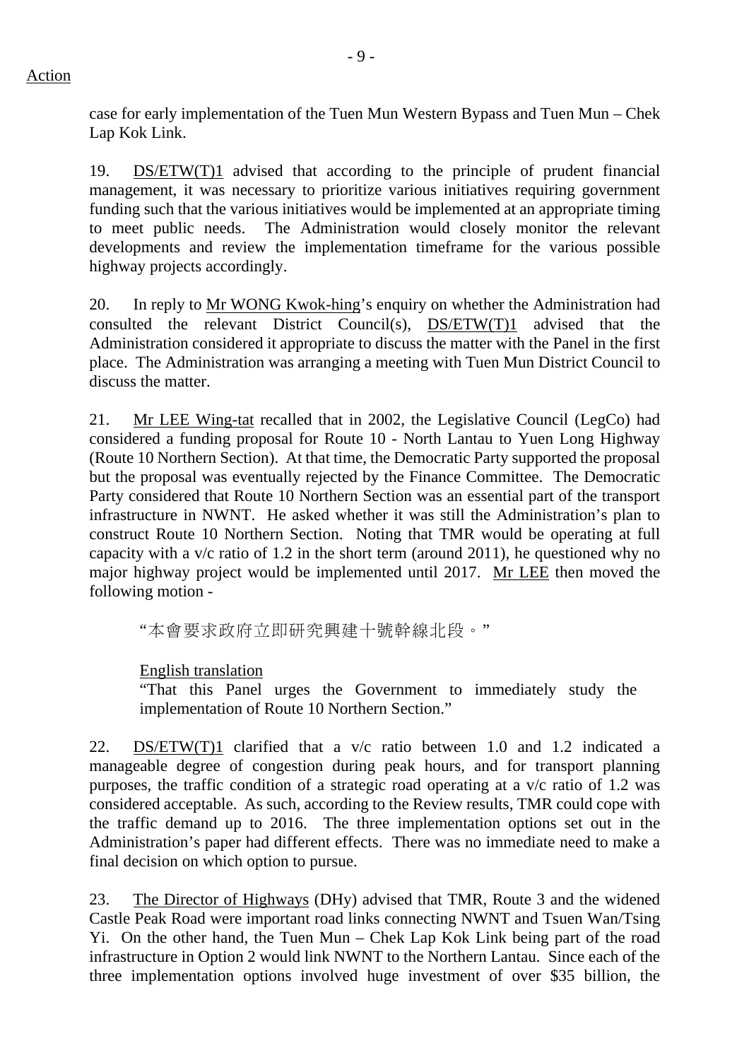Action

case for early implementation of the Tuen Mun Western Bypass and Tuen Mun – Chek Lap Kok Link.

19. DS/ETW(T)1 advised that according to the principle of prudent financial management, it was necessary to prioritize various initiatives requiring government funding such that the various initiatives would be implemented at an appropriate timing to meet public needs. The Administration would closely monitor the relevant developments and review the implementation timeframe for the various possible highway projects accordingly.

20. In reply to Mr WONG Kwok-hing's enquiry on whether the Administration had consulted the relevant District Council(s), DS/ETW(T)1 advised that the Administration considered it appropriate to discuss the matter with the Panel in the first place. The Administration was arranging a meeting with Tuen Mun District Council to discuss the matter.

21. Mr LEE Wing-tat recalled that in 2002, the Legislative Council (LegCo) had considered a funding proposal for Route 10 - North Lantau to Yuen Long Highway (Route 10 Northern Section). At that time, the Democratic Party supported the proposal but the proposal was eventually rejected by the Finance Committee. The Democratic Party considered that Route 10 Northern Section was an essential part of the transport infrastructure in NWNT. He asked whether it was still the Administration's plan to construct Route 10 Northern Section. Noting that TMR would be operating at full capacity with a v/c ratio of 1.2 in the short term (around 2011), he questioned why no major highway project would be implemented until 2017. Mr LEE then moved the following motion -

> "本會要求政府立即研究興建十號幹線北段。"
>
> English translation
>
> "That this Panel urges the Government to immediately study the implementation of Route 10 Northern Section."

22. DS/ETW(T)1 clarified that a v/c ratio between 1.0 and 1.2 indicated a manageable degree of congestion during peak hours, and for transport planning purposes, the traffic condition of a strategic road operating at a v/c ratio of 1.2 was considered acceptable. As such, according to the Review results, TMR could cope with the traffic demand up to 2016. The three implementation options set out in the Administration's paper had different effects. There was no immediate need to make a final decision on which option to pursue.

23. The Director of Highways (DHy) advised that TMR, Route 3 and the widened Castle Peak Road were important road links connecting NWNT and Tsuen Wan/Tsing Yi. On the other hand, the Tuen Mun – Chek Lap Kok Link being part of the road infrastructure in Option 2 would link NWNT to the Northern Lantau. Since each of the three implementation options involved huge investment of over $35 billion, the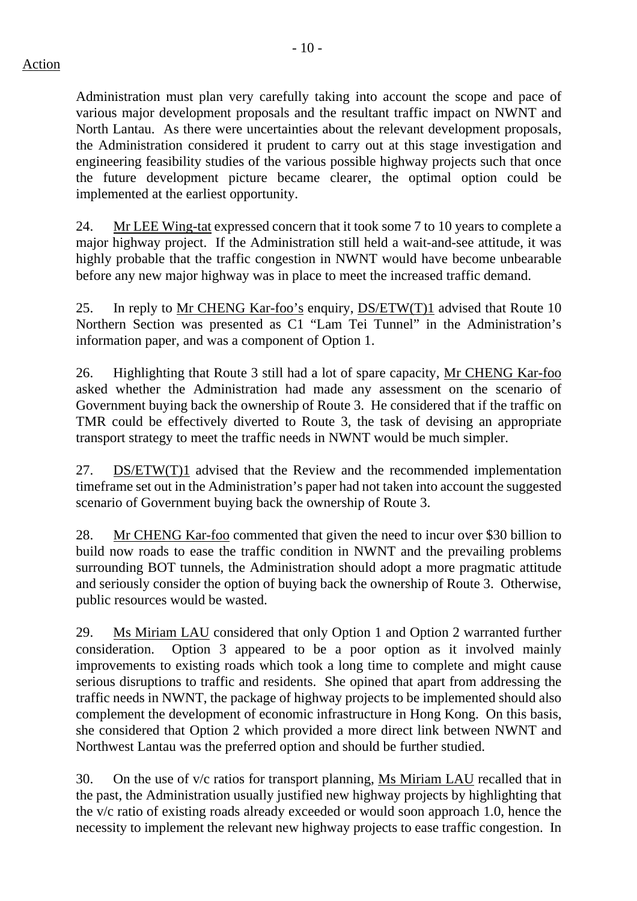Action

Administration must plan very carefully taking into account the scope and pace of various major development proposals and the resultant traffic impact on NWNT and North Lantau. As there were uncertainties about the relevant development proposals, the Administration considered it prudent to carry out at this stage investigation and engineering feasibility studies of the various possible highway projects such that once the future development picture became clearer, the optimal option could be implemented at the earliest opportunity.

24. Mr LEE Wing-tat expressed concern that it took some 7 to 10 years to complete a major highway project. If the Administration still held a wait-and-see attitude, it was highly probable that the traffic congestion in NWNT would have become unbearable before any new major highway was in place to meet the increased traffic demand.

25. In reply to Mr CHENG Kar-foo's enquiry, DS/ETW(T)1 advised that Route 10 Northern Section was presented as C1 "Lam Tei Tunnel" in the Administration's information paper, and was a component of Option 1.

26. Highlighting that Route 3 still had a lot of spare capacity, Mr CHENG Kar-foo asked whether the Administration had made any assessment on the scenario of Government buying back the ownership of Route 3. He considered that if the traffic on TMR could be effectively diverted to Route 3, the task of devising an appropriate transport strategy to meet the traffic needs in NWNT would be much simpler.

27. DS/ETW(T)1 advised that the Review and the recommended implementation timeframe set out in the Administration's paper had not taken into account the suggested scenario of Government buying back the ownership of Route 3.

28. Mr CHENG Kar-foo commented that given the need to incur over $30 billion to build now roads to ease the traffic condition in NWNT and the prevailing problems surrounding BOT tunnels, the Administration should adopt a more pragmatic attitude and seriously consider the option of buying back the ownership of Route 3. Otherwise, public resources would be wasted.

29. Ms Miriam LAU considered that only Option 1 and Option 2 warranted further consideration. Option 3 appeared to be a poor option as it involved mainly improvements to existing roads which took a long time to complete and might cause serious disruptions to traffic and residents. She opined that apart from addressing the traffic needs in NWNT, the package of highway projects to be implemented should also complement the development of economic infrastructure in Hong Kong. On this basis, she considered that Option 2 which provided a more direct link between NWNT and Northwest Lantau was the preferred option and should be further studied.

30. On the use of v/c ratios for transport planning, Ms Miriam LAU recalled that in the past, the Administration usually justified new highway projects by highlighting that the v/c ratio of existing roads already exceeded or would soon approach 1.0, hence the necessity to implement the relevant new highway projects to ease traffic congestion. In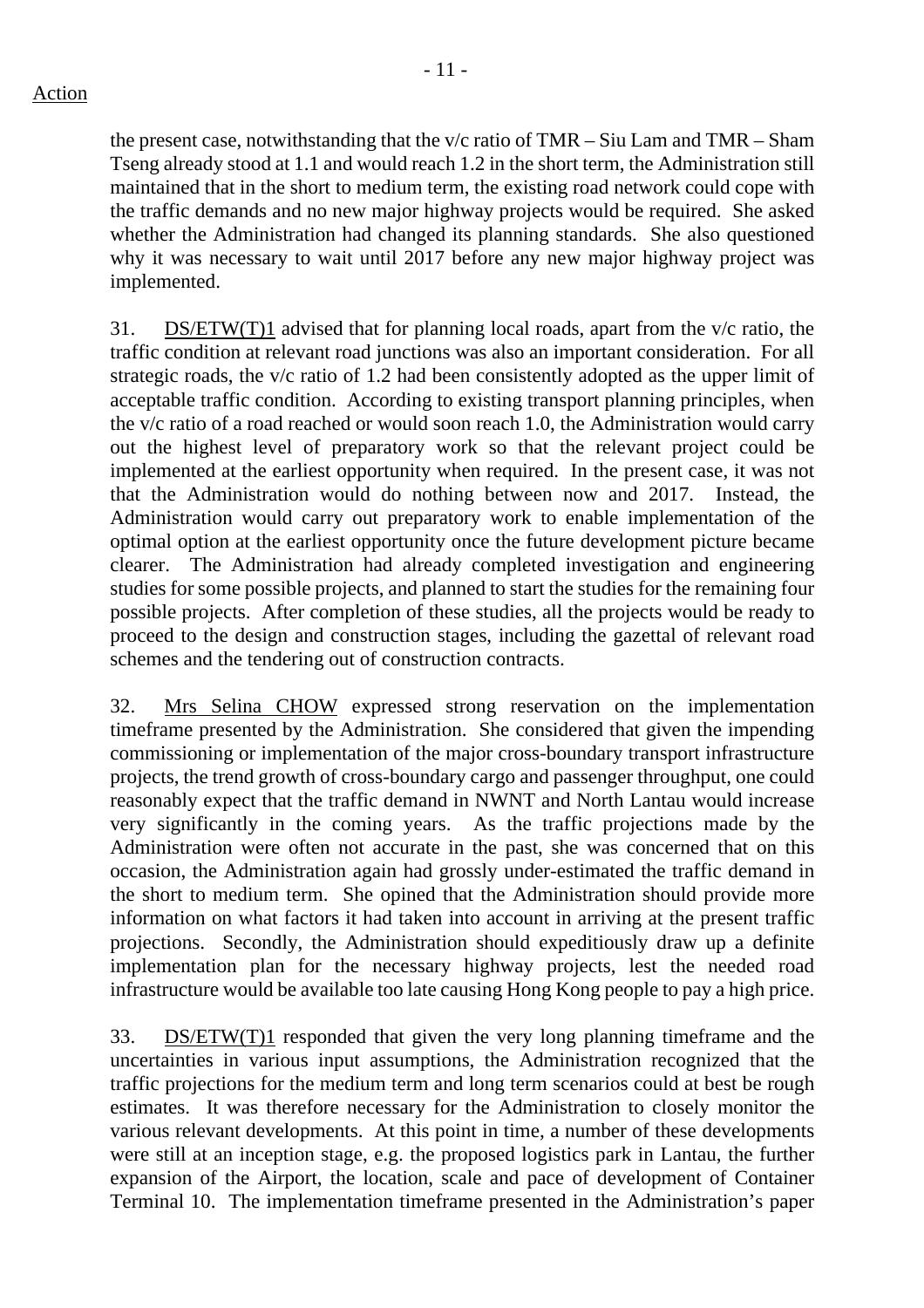Action

the present case, notwithstanding that the v/c ratio of TMR – Siu Lam and TMR – Sham Tseng already stood at 1.1 and would reach 1.2 in the short term, the Administration still maintained that in the short to medium term, the existing road network could cope with the traffic demands and no new major highway projects would be required. She asked whether the Administration had changed its planning standards. She also questioned why it was necessary to wait until 2017 before any new major highway project was implemented.

31. DS/ETW(T)1 advised that for planning local roads, apart from the v/c ratio, the traffic condition at relevant road junctions was also an important consideration. For all strategic roads, the v/c ratio of 1.2 had been consistently adopted as the upper limit of acceptable traffic condition. According to existing transport planning principles, when the v/c ratio of a road reached or would soon reach 1.0, the Administration would carry out the highest level of preparatory work so that the relevant project could be implemented at the earliest opportunity when required. In the present case, it was not that the Administration would do nothing between now and 2017. Instead, the Administration would carry out preparatory work to enable implementation of the optimal option at the earliest opportunity once the future development picture became clearer. The Administration had already completed investigation and engineering studies for some possible projects, and planned to start the studies for the remaining four possible projects. After completion of these studies, all the projects would be ready to proceed to the design and construction stages, including the gazettal of relevant road schemes and the tendering out of construction contracts.

32. Mrs Selina CHOW expressed strong reservation on the implementation timeframe presented by the Administration. She considered that given the impending commissioning or implementation of the major cross-boundary transport infrastructure projects, the trend growth of cross-boundary cargo and passenger throughput, one could reasonably expect that the traffic demand in NWNT and North Lantau would increase very significantly in the coming years. As the traffic projections made by the Administration were often not accurate in the past, she was concerned that on this occasion, the Administration again had grossly under-estimated the traffic demand in the short to medium term. She opined that the Administration should provide more information on what factors it had taken into account in arriving at the present traffic projections. Secondly, the Administration should expeditiously draw up a definite implementation plan for the necessary highway projects, lest the needed road infrastructure would be available too late causing Hong Kong people to pay a high price.

33. DS/ETW(T)1 responded that given the very long planning timeframe and the uncertainties in various input assumptions, the Administration recognized that the traffic projections for the medium term and long term scenarios could at best be rough estimates. It was therefore necessary for the Administration to closely monitor the various relevant developments. At this point in time, a number of these developments were still at an inception stage, e.g. the proposed logistics park in Lantau, the further expansion of the Airport, the location, scale and pace of development of Container Terminal 10. The implementation timeframe presented in the Administration's paper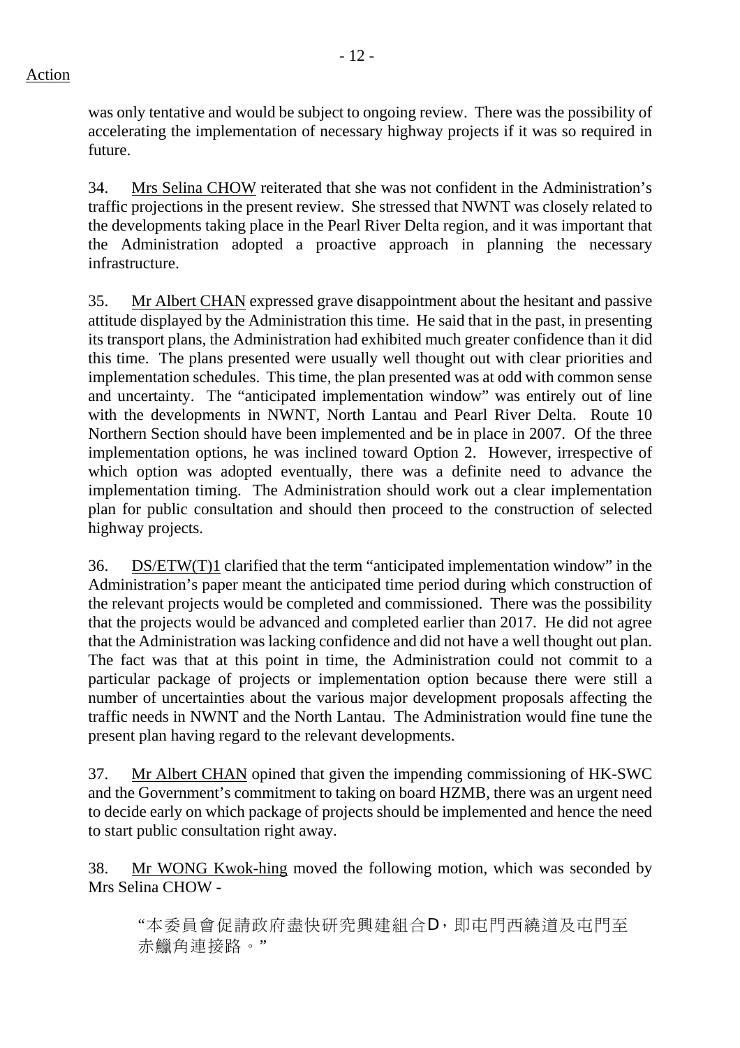Action

was only tentative and would be subject to ongoing review. There was the possibility of accelerating the implementation of necessary highway projects if it was so required in future.

34. Mrs Selina CHOW reiterated that she was not confident in the Administration's traffic projections in the present review. She stressed that NWNT was closely related to the developments taking place in the Pearl River Delta region, and it was important that the Administration adopted a proactive approach in planning the necessary infrastructure.

35. Mr Albert CHAN expressed grave disappointment about the hesitant and passive attitude displayed by the Administration this time. He said that in the past, in presenting its transport plans, the Administration had exhibited much greater confidence than it did this time. The plans presented were usually well thought out with clear priorities and implementation schedules. This time, the plan presented was at odd with common sense and uncertainty. The "anticipated implementation window" was entirely out of line with the developments in NWNT, North Lantau and Pearl River Delta. Route 10 Northern Section should have been implemented and be in place in 2007. Of the three implementation options, he was inclined toward Option 2. However, irrespective of which option was adopted eventually, there was a definite need to advance the implementation timing. The Administration should work out a clear implementation plan for public consultation and should then proceed to the construction of selected highway projects.

36. DS/ETW(T)1 clarified that the term "anticipated implementation window" in the Administration's paper meant the anticipated time period during which construction of the relevant projects would be completed and commissioned. There was the possibility that the projects would be advanced and completed earlier than 2017. He did not agree that the Administration was lacking confidence and did not have a well thought out plan. The fact was that at this point in time, the Administration could not commit to a particular package of projects or implementation option because there were still a number of uncertainties about the various major development proposals affecting the traffic needs in NWNT and the North Lantau. The Administration would fine tune the present plan having regard to the relevant developments.

37. Mr Albert CHAN opined that given the impending commissioning of HK-SWC and the Government's commitment to taking on board HZMB, there was an urgent need to decide early on which package of projects should be implemented and hence the need to start public consultation right away.

38. Mr WONG Kwok-hing moved the following motion, which was seconded by Mrs Selina CHOW -

> "本委員會促請政府盡快研究興建組合D，即屯門西繞道及屯門至赤鱲角連接路。"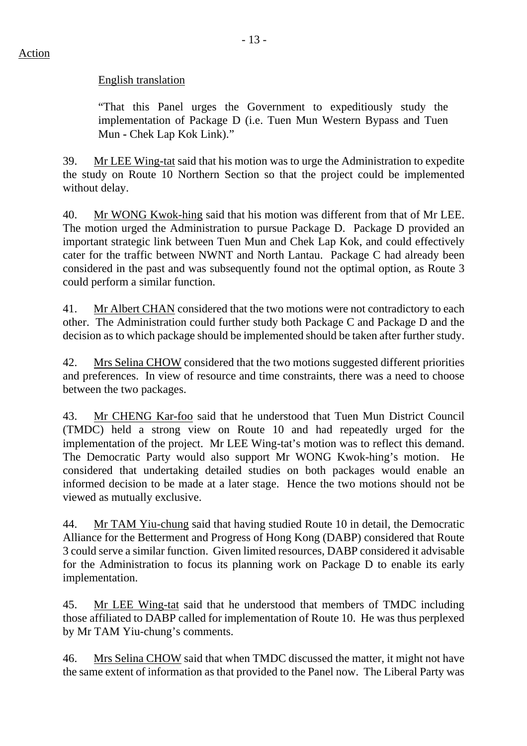Action

English translation

> "That this Panel urges the Government to expeditiously study the implementation of Package D (i.e. Tuen Mun Western Bypass and Tuen Mun - Chek Lap Kok Link)."

39. Mr LEE Wing-tat said that his motion was to urge the Administration to expedite the study on Route 10 Northern Section so that the project could be implemented without delay.

40. Mr WONG Kwok-hing said that his motion was different from that of Mr LEE. The motion urged the Administration to pursue Package D. Package D provided an important strategic link between Tuen Mun and Chek Lap Kok, and could effectively cater for the traffic between NWNT and North Lantau. Package C had already been considered in the past and was subsequently found not the optimal option, as Route 3 could perform a similar function.

41. Mr Albert CHAN considered that the two motions were not contradictory to each other. The Administration could further study both Package C and Package D and the decision as to which package should be implemented should be taken after further study.

42. Mrs Selina CHOW considered that the two motions suggested different priorities and preferences. In view of resource and time constraints, there was a need to choose between the two packages.

43. Mr CHENG Kar-foo said that he understood that Tuen Mun District Council (TMDC) held a strong view on Route 10 and had repeatedly urged for the implementation of the project. Mr LEE Wing-tat's motion was to reflect this demand. The Democratic Party would also support Mr WONG Kwok-hing's motion. He considered that undertaking detailed studies on both packages would enable an informed decision to be made at a later stage. Hence the two motions should not be viewed as mutually exclusive.

44. Mr TAM Yiu-chung said that having studied Route 10 in detail, the Democratic Alliance for the Betterment and Progress of Hong Kong (DABP) considered that Route 3 could serve a similar function. Given limited resources, DABP considered it advisable for the Administration to focus its planning work on Package D to enable its early implementation.

45. Mr LEE Wing-tat said that he understood that members of TMDC including those affiliated to DABP called for implementation of Route 10. He was thus perplexed by Mr TAM Yiu-chung's comments.

46. Mrs Selina CHOW said that when TMDC discussed the matter, it might not have the same extent of information as that provided to the Panel now. The Liberal Party was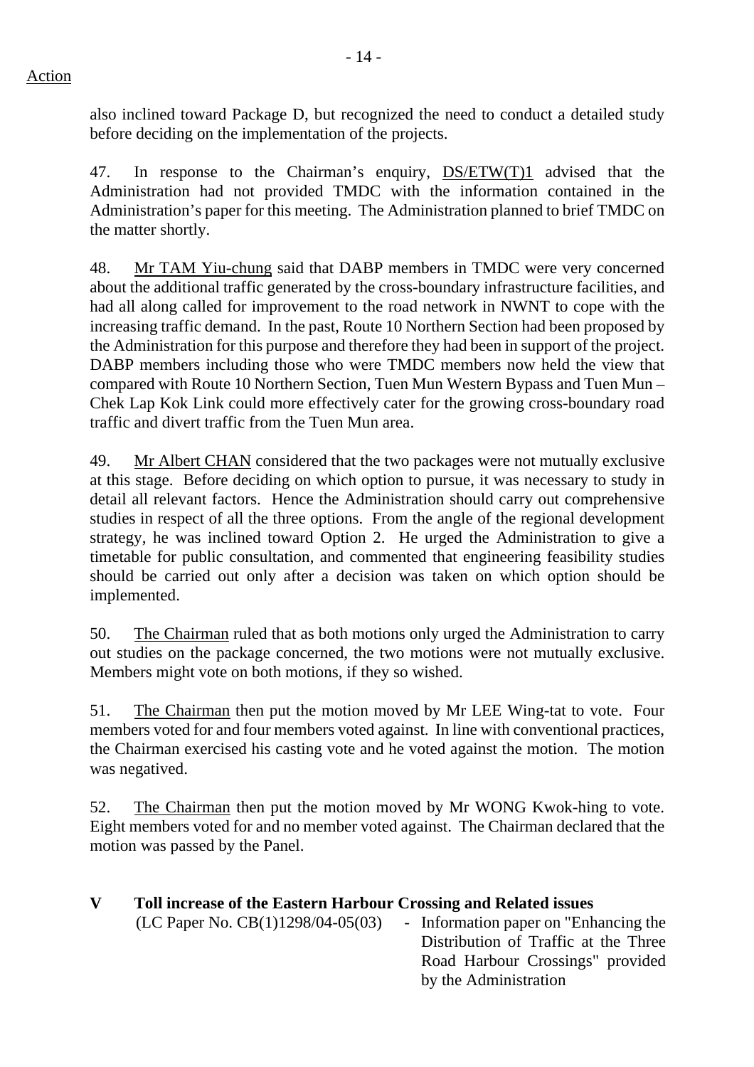Action

also inclined toward Package D, but recognized the need to conduct a detailed study before deciding on the implementation of the projects.

47. In response to the Chairman's enquiry, DS/ETW(T)1 advised that the Administration had not provided TMDC with the information contained in the Administration's paper for this meeting. The Administration planned to brief TMDC on the matter shortly.

48. Mr TAM Yiu-chung said that DABP members in TMDC were very concerned about the additional traffic generated by the cross-boundary infrastructure facilities, and had all along called for improvement to the road network in NWNT to cope with the increasing traffic demand. In the past, Route 10 Northern Section had been proposed by the Administration for this purpose and therefore they had been in support of the project. DABP members including those who were TMDC members now held the view that compared with Route 10 Northern Section, Tuen Mun Western Bypass and Tuen Mun – Chek Lap Kok Link could more effectively cater for the growing cross-boundary road traffic and divert traffic from the Tuen Mun area.

49. Mr Albert CHAN considered that the two packages were not mutually exclusive at this stage. Before deciding on which option to pursue, it was necessary to study in detail all relevant factors. Hence the Administration should carry out comprehensive studies in respect of all the three options. From the angle of the regional development strategy, he was inclined toward Option 2. He urged the Administration to give a timetable for public consultation, and commented that engineering feasibility studies should be carried out only after a decision was taken on which option should be implemented.

50. The Chairman ruled that as both motions only urged the Administration to carry out studies on the package concerned, the two motions were not mutually exclusive. Members might vote on both motions, if they so wished.

51. The Chairman then put the motion moved by Mr LEE Wing-tat to vote. Four members voted for and four members voted against. In line with conventional practices, the Chairman exercised his casting vote and he voted against the motion. The motion was negatived.

52. The Chairman then put the motion moved by Mr WONG Kwok-hing to vote. Eight members voted for and no member voted against. The Chairman declared that the motion was passed by the Panel.

## V Toll increase of the Eastern Harbour Crossing and Related issues

(LC Paper No. CB(1)1298/04-05(03) - Information paper on "Enhancing the Distribution of Traffic at the Three Road Harbour Crossings" provided by the Administration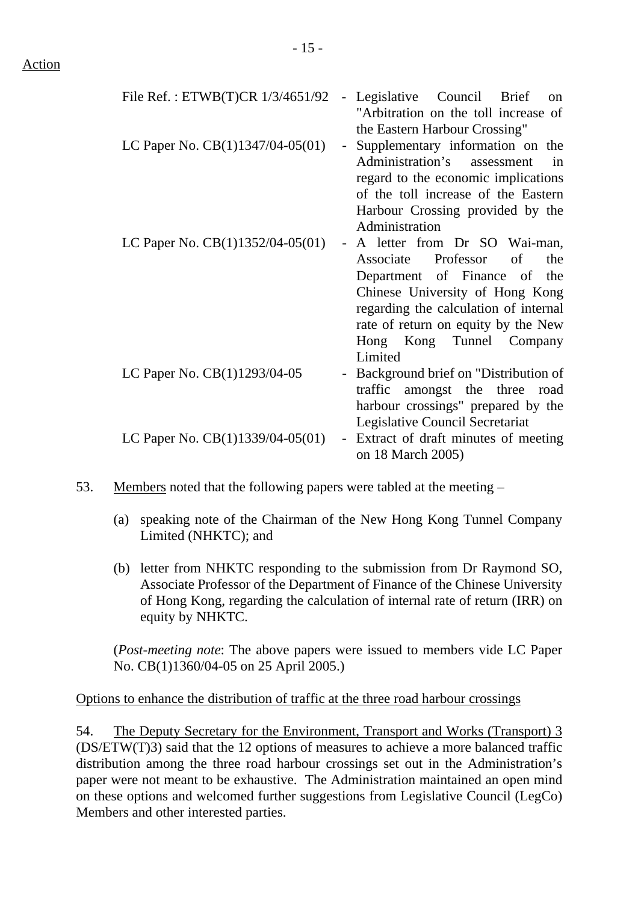Action

| | | |
|---|---|---|
| File Ref. : ETWB(T)CR 1/3/4651/92 | - | Legislative Council Brief on "Arbitration on the toll increase of the Eastern Harbour Crossing" |
| LC Paper No. CB(1)1347/04-05(01) | - | Supplementary information on the Administration's assessment in regard to the economic implications of the toll increase of the Eastern Harbour Crossing provided by the Administration |
| LC Paper No. CB(1)1352/04-05(01) | - | A letter from Dr SO Wai-man, Associate Professor of the Department of Finance of the Chinese University of Hong Kong regarding the calculation of internal rate of return on equity by the New Hong Kong Tunnel Company Limited |
| LC Paper No. CB(1)1293/04-05 | - | Background brief on "Distribution of traffic amongst the three road harbour crossings" prepared by the Legislative Council Secretariat |
| LC Paper No. CB(1)1339/04-05(01) | - | Extract of draft minutes of meeting on 18 March 2005) |

53. <u>Members</u> noted that the following papers were tabled at the meeting –

(a) speaking note of the Chairman of the New Hong Kong Tunnel Company Limited (NHKTC); and

(b) letter from NHKTC responding to the submission from Dr Raymond SO, Associate Professor of the Department of Finance of the Chinese University of Hong Kong, regarding the calculation of internal rate of return (IRR) on equity by NHKTC.

(*Post-meeting note*: The above papers were issued to members vide LC Paper No. CB(1)1360/04-05 on 25 April 2005.)

<u>Options to enhance the distribution of traffic at the three road harbour crossings</u>

54. <u>The Deputy Secretary for the Environment, Transport and Works (Transport) 3</u> (DS/ETW(T)3) said that the 12 options of measures to achieve a more balanced traffic distribution among the three road harbour crossings set out in the Administration's paper were not meant to be exhaustive. The Administration maintained an open mind on these options and welcomed further suggestions from Legislative Council (LegCo) Members and other interested parties.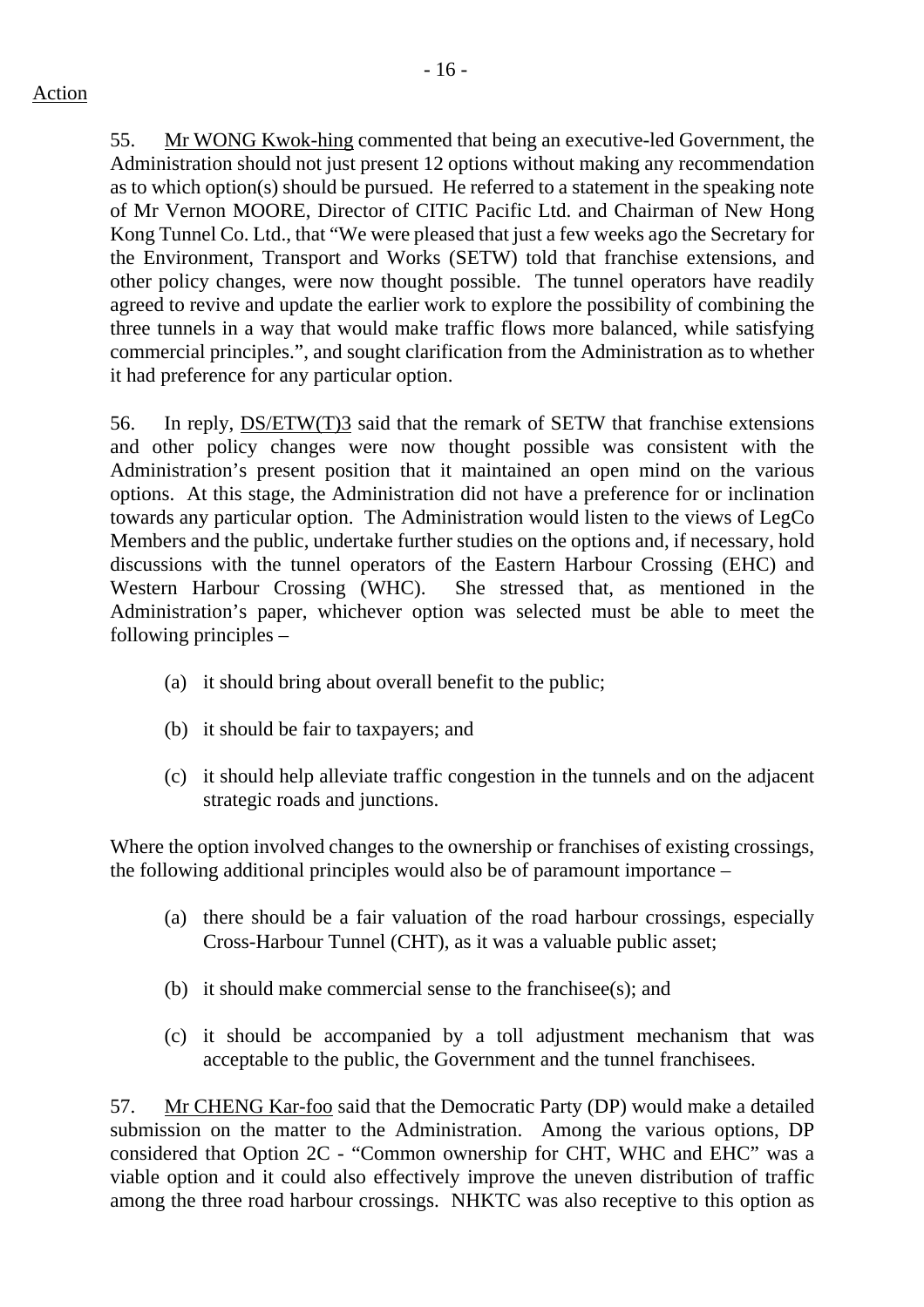Action

55. Mr WONG Kwok-hing commented that being an executive-led Government, the Administration should not just present 12 options without making any recommendation as to which option(s) should be pursued. He referred to a statement in the speaking note of Mr Vernon MOORE, Director of CITIC Pacific Ltd. and Chairman of New Hong Kong Tunnel Co. Ltd., that "We were pleased that just a few weeks ago the Secretary for the Environment, Transport and Works (SETW) told that franchise extensions, and other policy changes, were now thought possible. The tunnel operators have readily agreed to revive and update the earlier work to explore the possibility of combining the three tunnels in a way that would make traffic flows more balanced, while satisfying commercial principles.", and sought clarification from the Administration as to whether it had preference for any particular option.

56. In reply, DS/ETW(T)3 said that the remark of SETW that franchise extensions and other policy changes were now thought possible was consistent with the Administration's present position that it maintained an open mind on the various options. At this stage, the Administration did not have a preference for or inclination towards any particular option. The Administration would listen to the views of LegCo Members and the public, undertake further studies on the options and, if necessary, hold discussions with the tunnel operators of the Eastern Harbour Crossing (EHC) and Western Harbour Crossing (WHC). She stressed that, as mentioned in the Administration's paper, whichever option was selected must be able to meet the following principles –

(a) it should bring about overall benefit to the public;

(b) it should be fair to taxpayers; and

(c) it should help alleviate traffic congestion in the tunnels and on the adjacent strategic roads and junctions.

Where the option involved changes to the ownership or franchises of existing crossings, the following additional principles would also be of paramount importance –

(a) there should be a fair valuation of the road harbour crossings, especially Cross-Harbour Tunnel (CHT), as it was a valuable public asset;

(b) it should make commercial sense to the franchisee(s); and

(c) it should be accompanied by a toll adjustment mechanism that was acceptable to the public, the Government and the tunnel franchisees.

57. Mr CHENG Kar-foo said that the Democratic Party (DP) would make a detailed submission on the matter to the Administration. Among the various options, DP considered that Option 2C - "Common ownership for CHT, WHC and EHC" was a viable option and it could also effectively improve the uneven distribution of traffic among the three road harbour crossings. NHKTC was also receptive to this option as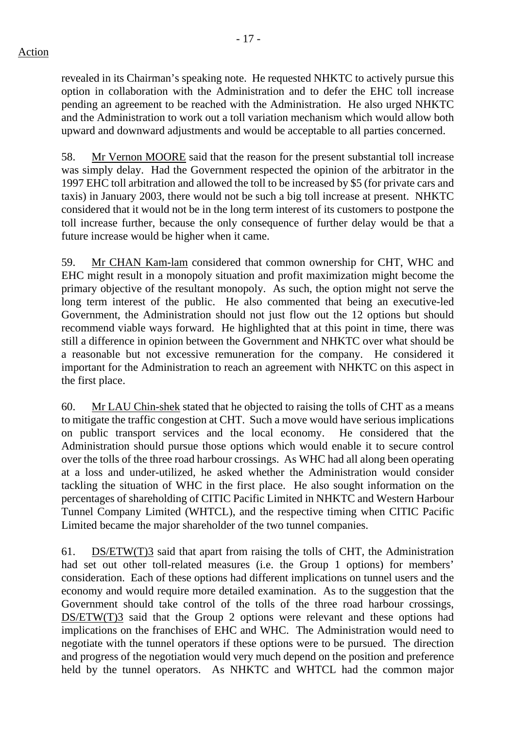Action

revealed in its Chairman's speaking note. He requested NHKTC to actively pursue this option in collaboration with the Administration and to defer the EHC toll increase pending an agreement to be reached with the Administration. He also urged NHKTC and the Administration to work out a toll variation mechanism which would allow both upward and downward adjustments and would be acceptable to all parties concerned.

58. Mr Vernon MOORE said that the reason for the present substantial toll increase was simply delay. Had the Government respected the opinion of the arbitrator in the 1997 EHC toll arbitration and allowed the toll to be increased by $5 (for private cars and taxis) in January 2003, there would not be such a big toll increase at present. NHKTC considered that it would not be in the long term interest of its customers to postpone the toll increase further, because the only consequence of further delay would be that a future increase would be higher when it came.

59. Mr CHAN Kam-lam considered that common ownership for CHT, WHC and EHC might result in a monopoly situation and profit maximization might become the primary objective of the resultant monopoly. As such, the option might not serve the long term interest of the public. He also commented that being an executive-led Government, the Administration should not just flow out the 12 options but should recommend viable ways forward. He highlighted that at this point in time, there was still a difference in opinion between the Government and NHKTC over what should be a reasonable but not excessive remuneration for the company. He considered it important for the Administration to reach an agreement with NHKTC on this aspect in the first place.

60. Mr LAU Chin-shek stated that he objected to raising the tolls of CHT as a means to mitigate the traffic congestion at CHT. Such a move would have serious implications on public transport services and the local economy. He considered that the Administration should pursue those options which would enable it to secure control over the tolls of the three road harbour crossings. As WHC had all along been operating at a loss and under-utilized, he asked whether the Administration would consider tackling the situation of WHC in the first place. He also sought information on the percentages of shareholding of CITIC Pacific Limited in NHKTC and Western Harbour Tunnel Company Limited (WHTCL), and the respective timing when CITIC Pacific Limited became the major shareholder of the two tunnel companies.

61. DS/ETW(T)3 said that apart from raising the tolls of CHT, the Administration had set out other toll-related measures (i.e. the Group 1 options) for members' consideration. Each of these options had different implications on tunnel users and the economy and would require more detailed examination. As to the suggestion that the Government should take control of the tolls of the three road harbour crossings, DS/ETW(T)3 said that the Group 2 options were relevant and these options had implications on the franchises of EHC and WHC. The Administration would need to negotiate with the tunnel operators if these options were to be pursued. The direction and progress of the negotiation would very much depend on the position and preference held by the tunnel operators. As NHKTC and WHTCL had the common major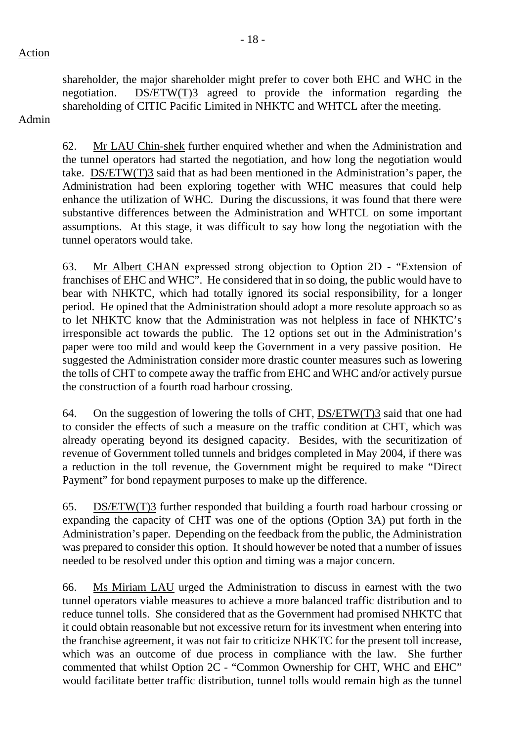Action

shareholder, the major shareholder might prefer to cover both EHC and WHC in the negotiation. DS/ETW(T)3 agreed to provide the information regarding the shareholding of CITIC Pacific Limited in NHKTC and WHTCL after the meeting.

Admin

62. Mr LAU Chin-shek further enquired whether and when the Administration and the tunnel operators had started the negotiation, and how long the negotiation would take. DS/ETW(T)3 said that as had been mentioned in the Administration's paper, the Administration had been exploring together with WHC measures that could help enhance the utilization of WHC. During the discussions, it was found that there were substantive differences between the Administration and WHTCL on some important assumptions. At this stage, it was difficult to say how long the negotiation with the tunnel operators would take.

63. Mr Albert CHAN expressed strong objection to Option 2D - "Extension of franchises of EHC and WHC". He considered that in so doing, the public would have to bear with NHKTC, which had totally ignored its social responsibility, for a longer period. He opined that the Administration should adopt a more resolute approach so as to let NHKTC know that the Administration was not helpless in face of NHKTC's irresponsible act towards the public. The 12 options set out in the Administration's paper were too mild and would keep the Government in a very passive position. He suggested the Administration consider more drastic counter measures such as lowering the tolls of CHT to compete away the traffic from EHC and WHC and/or actively pursue the construction of a fourth road harbour crossing.

64. On the suggestion of lowering the tolls of CHT, DS/ETW(T)3 said that one had to consider the effects of such a measure on the traffic condition at CHT, which was already operating beyond its designed capacity. Besides, with the securitization of revenue of Government tolled tunnels and bridges completed in May 2004, if there was a reduction in the toll revenue, the Government might be required to make "Direct Payment" for bond repayment purposes to make up the difference.

65. DS/ETW(T)3 further responded that building a fourth road harbour crossing or expanding the capacity of CHT was one of the options (Option 3A) put forth in the Administration's paper. Depending on the feedback from the public, the Administration was prepared to consider this option. It should however be noted that a number of issues needed to be resolved under this option and timing was a major concern.

66. Ms Miriam LAU urged the Administration to discuss in earnest with the two tunnel operators viable measures to achieve a more balanced traffic distribution and to reduce tunnel tolls. She considered that as the Government had promised NHKTC that it could obtain reasonable but not excessive return for its investment when entering into the franchise agreement, it was not fair to criticize NHKTC for the present toll increase, which was an outcome of due process in compliance with the law. She further commented that whilst Option 2C - "Common Ownership for CHT, WHC and EHC" would facilitate better traffic distribution, tunnel tolls would remain high as the tunnel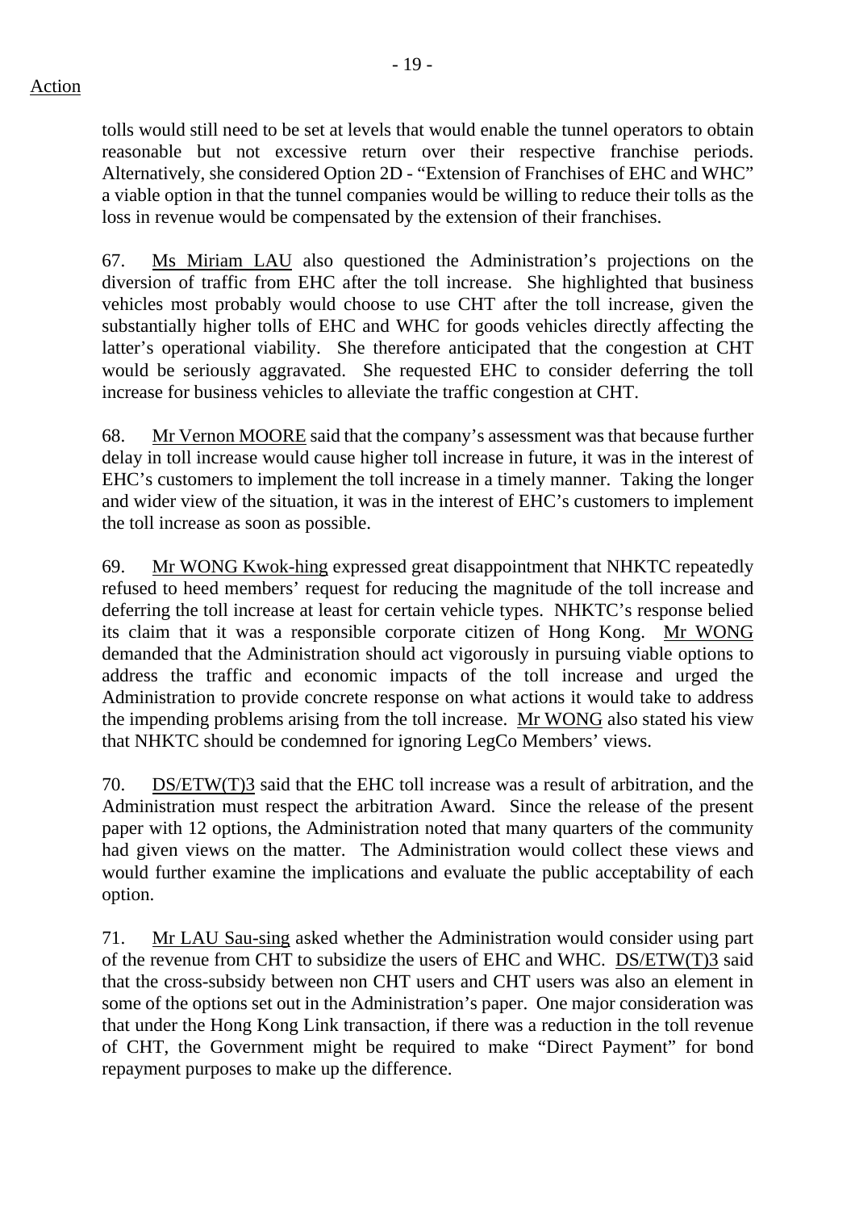tolls would still need to be set at levels that would enable the tunnel operators to obtain reasonable but not excessive return over their respective franchise periods. Alternatively, she considered Option 2D - "Extension of Franchises of EHC and WHC" a viable option in that the tunnel companies would be willing to reduce their tolls as the loss in revenue would be compensated by the extension of their franchises.

67. Ms Miriam LAU also questioned the Administration's projections on the diversion of traffic from EHC after the toll increase. She highlighted that business vehicles most probably would choose to use CHT after the toll increase, given the substantially higher tolls of EHC and WHC for goods vehicles directly affecting the latter's operational viability. She therefore anticipated that the congestion at CHT would be seriously aggravated. She requested EHC to consider deferring the toll increase for business vehicles to alleviate the traffic congestion at CHT.

68. Mr Vernon MOORE said that the company's assessment was that because further delay in toll increase would cause higher toll increase in future, it was in the interest of EHC's customers to implement the toll increase in a timely manner. Taking the longer and wider view of the situation, it was in the interest of EHC's customers to implement the toll increase as soon as possible.

69. Mr WONG Kwok-hing expressed great disappointment that NHKTC repeatedly refused to heed members' request for reducing the magnitude of the toll increase and deferring the toll increase at least for certain vehicle types. NHKTC's response belied its claim that it was a responsible corporate citizen of Hong Kong. Mr WONG demanded that the Administration should act vigorously in pursuing viable options to address the traffic and economic impacts of the toll increase and urged the Administration to provide concrete response on what actions it would take to address the impending problems arising from the toll increase. Mr WONG also stated his view that NHKTC should be condemned for ignoring LegCo Members' views.

70. DS/ETW(T)3 said that the EHC toll increase was a result of arbitration, and the Administration must respect the arbitration Award. Since the release of the present paper with 12 options, the Administration noted that many quarters of the community had given views on the matter. The Administration would collect these views and would further examine the implications and evaluate the public acceptability of each option.

71. Mr LAU Sau-sing asked whether the Administration would consider using part of the revenue from CHT to subsidize the users of EHC and WHC. DS/ETW(T)3 said that the cross-subsidy between non CHT users and CHT users was also an element in some of the options set out in the Administration's paper. One major consideration was that under the Hong Kong Link transaction, if there was a reduction in the toll revenue of CHT, the Government might be required to make "Direct Payment" for bond repayment purposes to make up the difference.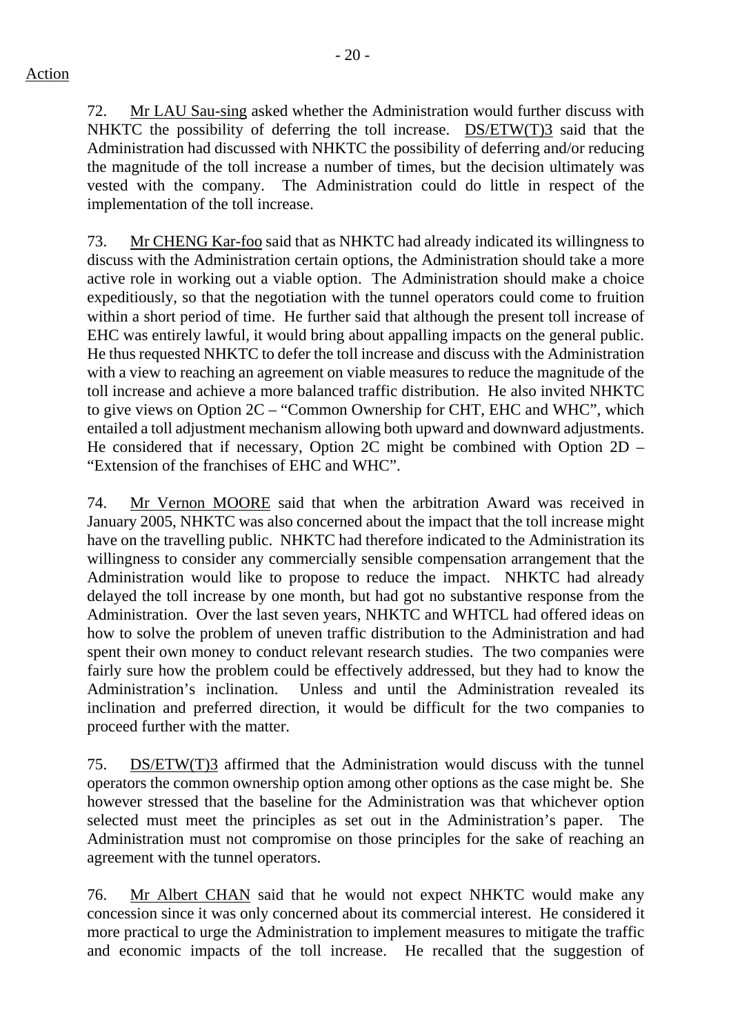Action

72. Mr LAU Sau-sing asked whether the Administration would further discuss with NHKTC the possibility of deferring the toll increase. DS/ETW(T)3 said that the Administration had discussed with NHKTC the possibility of deferring and/or reducing the magnitude of the toll increase a number of times, but the decision ultimately was vested with the company. The Administration could do little in respect of the implementation of the toll increase.

73. Mr CHENG Kar-foo said that as NHKTC had already indicated its willingness to discuss with the Administration certain options, the Administration should take a more active role in working out a viable option. The Administration should make a choice expeditiously, so that the negotiation with the tunnel operators could come to fruition within a short period of time. He further said that although the present toll increase of EHC was entirely lawful, it would bring about appalling impacts on the general public. He thus requested NHKTC to defer the toll increase and discuss with the Administration with a view to reaching an agreement on viable measures to reduce the magnitude of the toll increase and achieve a more balanced traffic distribution. He also invited NHKTC to give views on Option 2C – "Common Ownership for CHT, EHC and WHC", which entailed a toll adjustment mechanism allowing both upward and downward adjustments. He considered that if necessary, Option 2C might be combined with Option 2D – "Extension of the franchises of EHC and WHC".

74. Mr Vernon MOORE said that when the arbitration Award was received in January 2005, NHKTC was also concerned about the impact that the toll increase might have on the travelling public. NHKTC had therefore indicated to the Administration its willingness to consider any commercially sensible compensation arrangement that the Administration would like to propose to reduce the impact. NHKTC had already delayed the toll increase by one month, but had got no substantive response from the Administration. Over the last seven years, NHKTC and WHTCL had offered ideas on how to solve the problem of uneven traffic distribution to the Administration and had spent their own money to conduct relevant research studies. The two companies were fairly sure how the problem could be effectively addressed, but they had to know the Administration's inclination. Unless and until the Administration revealed its inclination and preferred direction, it would be difficult for the two companies to proceed further with the matter.

75. DS/ETW(T)3 affirmed that the Administration would discuss with the tunnel operators the common ownership option among other options as the case might be. She however stressed that the baseline for the Administration was that whichever option selected must meet the principles as set out in the Administration's paper. The Administration must not compromise on those principles for the sake of reaching an agreement with the tunnel operators.

76. Mr Albert CHAN said that he would not expect NHKTC would make any concession since it was only concerned about its commercial interest. He considered it more practical to urge the Administration to implement measures to mitigate the traffic and economic impacts of the toll increase. He recalled that the suggestion of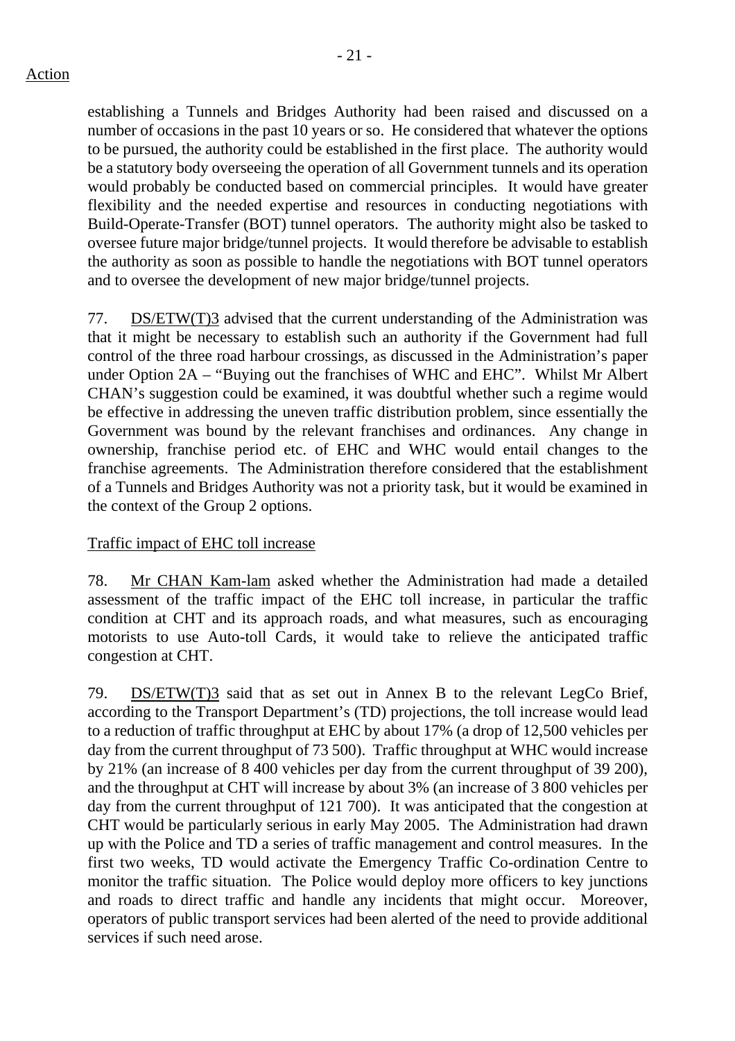Action

establishing a Tunnels and Bridges Authority had been raised and discussed on a number of occasions in the past 10 years or so. He considered that whatever the options to be pursued, the authority could be established in the first place. The authority would be a statutory body overseeing the operation of all Government tunnels and its operation would probably be conducted based on commercial principles. It would have greater flexibility and the needed expertise and resources in conducting negotiations with Build-Operate-Transfer (BOT) tunnel operators. The authority might also be tasked to oversee future major bridge/tunnel projects. It would therefore be advisable to establish the authority as soon as possible to handle the negotiations with BOT tunnel operators and to oversee the development of new major bridge/tunnel projects.

77. DS/ETW(T)3 advised that the current understanding of the Administration was that it might be necessary to establish such an authority if the Government had full control of the three road harbour crossings, as discussed in the Administration's paper under Option 2A – "Buying out the franchises of WHC and EHC". Whilst Mr Albert CHAN's suggestion could be examined, it was doubtful whether such a regime would be effective in addressing the uneven traffic distribution problem, since essentially the Government was bound by the relevant franchises and ordinances. Any change in ownership, franchise period etc. of EHC and WHC would entail changes to the franchise agreements. The Administration therefore considered that the establishment of a Tunnels and Bridges Authority was not a priority task, but it would be examined in the context of the Group 2 options.

Traffic impact of EHC toll increase

78. Mr CHAN Kam-lam asked whether the Administration had made a detailed assessment of the traffic impact of the EHC toll increase, in particular the traffic condition at CHT and its approach roads, and what measures, such as encouraging motorists to use Auto-toll Cards, it would take to relieve the anticipated traffic congestion at CHT.

79. DS/ETW(T)3 said that as set out in Annex B to the relevant LegCo Brief, according to the Transport Department's (TD) projections, the toll increase would lead to a reduction of traffic throughput at EHC by about 17% (a drop of 12,500 vehicles per day from the current throughput of 73 500). Traffic throughput at WHC would increase by 21% (an increase of 8 400 vehicles per day from the current throughput of 39 200), and the throughput at CHT will increase by about 3% (an increase of 3 800 vehicles per day from the current throughput of 121 700). It was anticipated that the congestion at CHT would be particularly serious in early May 2005. The Administration had drawn up with the Police and TD a series of traffic management and control measures. In the first two weeks, TD would activate the Emergency Traffic Co-ordination Centre to monitor the traffic situation. The Police would deploy more officers to key junctions and roads to direct traffic and handle any incidents that might occur. Moreover, operators of public transport services had been alerted of the need to provide additional services if such need arose.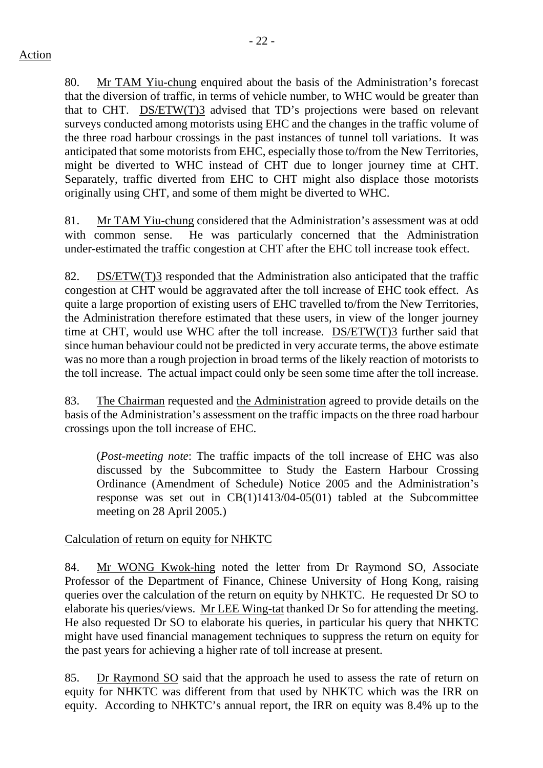Action

80. Mr TAM Yiu-chung enquired about the basis of the Administration's forecast that the diversion of traffic, in terms of vehicle number, to WHC would be greater than that to CHT. DS/ETW(T)3 advised that TD's projections were based on relevant surveys conducted among motorists using EHC and the changes in the traffic volume of the three road harbour crossings in the past instances of tunnel toll variations. It was anticipated that some motorists from EHC, especially those to/from the New Territories, might be diverted to WHC instead of CHT due to longer journey time at CHT. Separately, traffic diverted from EHC to CHT might also displace those motorists originally using CHT, and some of them might be diverted to WHC.

81. Mr TAM Yiu-chung considered that the Administration's assessment was at odd with common sense. He was particularly concerned that the Administration under-estimated the traffic congestion at CHT after the EHC toll increase took effect.

82. DS/ETW(T)3 responded that the Administration also anticipated that the traffic congestion at CHT would be aggravated after the toll increase of EHC took effect. As quite a large proportion of existing users of EHC travelled to/from the New Territories, the Administration therefore estimated that these users, in view of the longer journey time at CHT, would use WHC after the toll increase. DS/ETW(T)3 further said that since human behaviour could not be predicted in very accurate terms, the above estimate was no more than a rough projection in broad terms of the likely reaction of motorists to the toll increase. The actual impact could only be seen some time after the toll increase.

83. The Chairman requested and the Administration agreed to provide details on the basis of the Administration's assessment on the traffic impacts on the three road harbour crossings upon the toll increase of EHC.

(*Post-meeting note*: The traffic impacts of the toll increase of EHC was also discussed by the Subcommittee to Study the Eastern Harbour Crossing Ordinance (Amendment of Schedule) Notice 2005 and the Administration's response was set out in CB(1)1413/04-05(01) tabled at the Subcommittee meeting on 28 April 2005.)

Calculation of return on equity for NHKTC

84. Mr WONG Kwok-hing noted the letter from Dr Raymond SO, Associate Professor of the Department of Finance, Chinese University of Hong Kong, raising queries over the calculation of the return on equity by NHKTC. He requested Dr SO to elaborate his queries/views. Mr LEE Wing-tat thanked Dr So for attending the meeting. He also requested Dr SO to elaborate his queries, in particular his query that NHKTC might have used financial management techniques to suppress the return on equity for the past years for achieving a higher rate of toll increase at present.

85. Dr Raymond SO said that the approach he used to assess the rate of return on equity for NHKTC was different from that used by NHKTC which was the IRR on equity. According to NHKTC's annual report, the IRR on equity was 8.4% up to the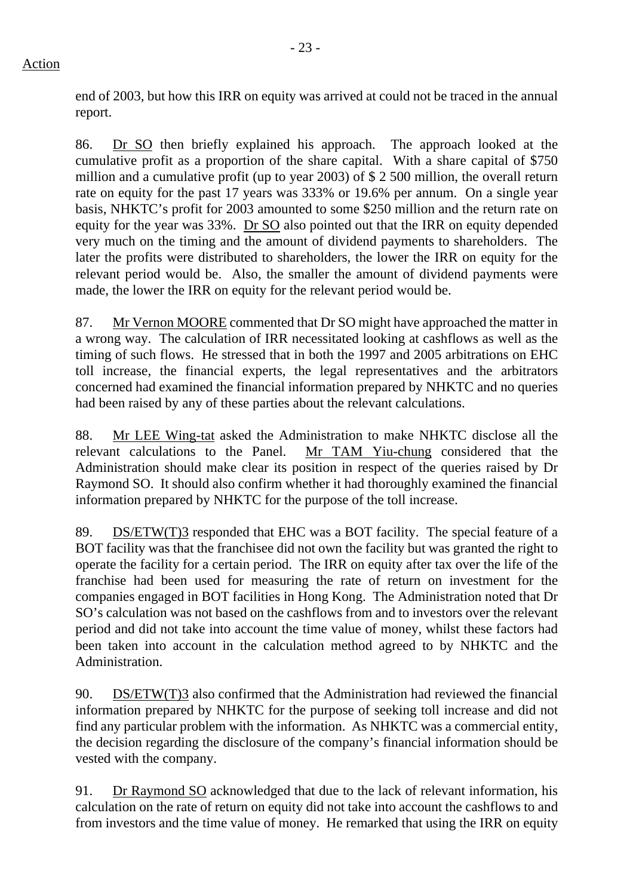Action

end of 2003, but how this IRR on equity was arrived at could not be traced in the annual report.

86. Dr SO then briefly explained his approach. The approach looked at the cumulative profit as a proportion of the share capital. With a share capital of $750 million and a cumulative profit (up to year 2003) of $ 2 500 million, the overall return rate on equity for the past 17 years was 333% or 19.6% per annum. On a single year basis, NHKTC's profit for 2003 amounted to some $250 million and the return rate on equity for the year was 33%. Dr SO also pointed out that the IRR on equity depended very much on the timing and the amount of dividend payments to shareholders. The later the profits were distributed to shareholders, the lower the IRR on equity for the relevant period would be. Also, the smaller the amount of dividend payments were made, the lower the IRR on equity for the relevant period would be.

87. Mr Vernon MOORE commented that Dr SO might have approached the matter in a wrong way. The calculation of IRR necessitated looking at cashflows as well as the timing of such flows. He stressed that in both the 1997 and 2005 arbitrations on EHC toll increase, the financial experts, the legal representatives and the arbitrators concerned had examined the financial information prepared by NHKTC and no queries had been raised by any of these parties about the relevant calculations.

88. Mr LEE Wing-tat asked the Administration to make NHKTC disclose all the relevant calculations to the Panel. Mr TAM Yiu-chung considered that the Administration should make clear its position in respect of the queries raised by Dr Raymond SO. It should also confirm whether it had thoroughly examined the financial information prepared by NHKTC for the purpose of the toll increase.

89. DS/ETW(T)3 responded that EHC was a BOT facility. The special feature of a BOT facility was that the franchisee did not own the facility but was granted the right to operate the facility for a certain period. The IRR on equity after tax over the life of the franchise had been used for measuring the rate of return on investment for the companies engaged in BOT facilities in Hong Kong. The Administration noted that Dr SO's calculation was not based on the cashflows from and to investors over the relevant period and did not take into account the time value of money, whilst these factors had been taken into account in the calculation method agreed to by NHKTC and the Administration.

90. DS/ETW(T)3 also confirmed that the Administration had reviewed the financial information prepared by NHKTC for the purpose of seeking toll increase and did not find any particular problem with the information. As NHKTC was a commercial entity, the decision regarding the disclosure of the company's financial information should be vested with the company.

91. Dr Raymond SO acknowledged that due to the lack of relevant information, his calculation on the rate of return on equity did not take into account the cashflows to and from investors and the time value of money. He remarked that using the IRR on equity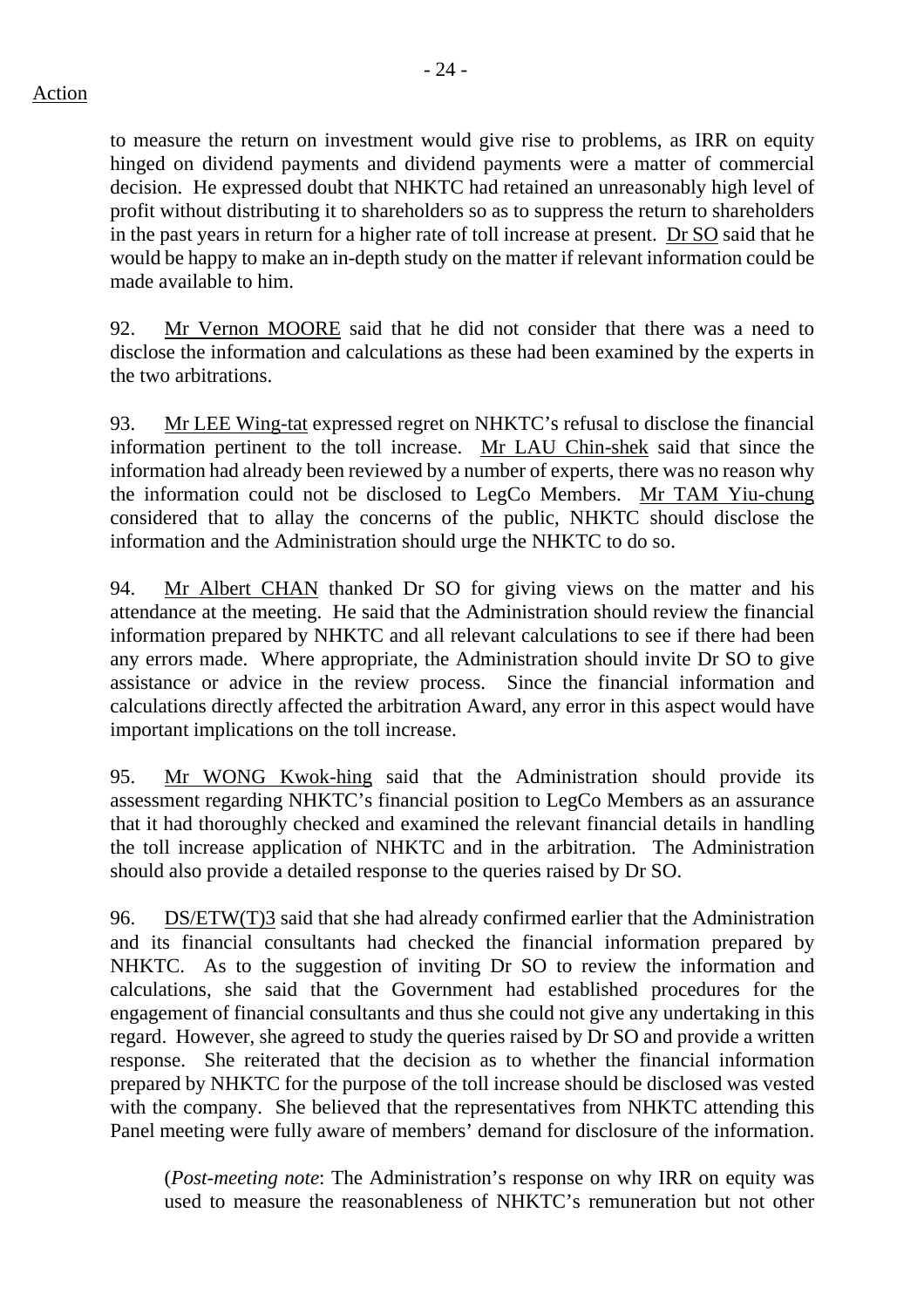Action

to measure the return on investment would give rise to problems, as IRR on equity hinged on dividend payments and dividend payments were a matter of commercial decision. He expressed doubt that NHKTC had retained an unreasonably high level of profit without distributing it to shareholders so as to suppress the return to shareholders in the past years in return for a higher rate of toll increase at present. Dr SO said that he would be happy to make an in-depth study on the matter if relevant information could be made available to him.

92. Mr Vernon MOORE said that he did not consider that there was a need to disclose the information and calculations as these had been examined by the experts in the two arbitrations.

93. Mr LEE Wing-tat expressed regret on NHKTC's refusal to disclose the financial information pertinent to the toll increase. Mr LAU Chin-shek said that since the information had already been reviewed by a number of experts, there was no reason why the information could not be disclosed to LegCo Members. Mr TAM Yiu-chung considered that to allay the concerns of the public, NHKTC should disclose the information and the Administration should urge the NHKTC to do so.

94. Mr Albert CHAN thanked Dr SO for giving views on the matter and his attendance at the meeting. He said that the Administration should review the financial information prepared by NHKTC and all relevant calculations to see if there had been any errors made. Where appropriate, the Administration should invite Dr SO to give assistance or advice in the review process. Since the financial information and calculations directly affected the arbitration Award, any error in this aspect would have important implications on the toll increase.

95. Mr WONG Kwok-hing said that the Administration should provide its assessment regarding NHKTC's financial position to LegCo Members as an assurance that it had thoroughly checked and examined the relevant financial details in handling the toll increase application of NHKTC and in the arbitration. The Administration should also provide a detailed response to the queries raised by Dr SO.

96. DS/ETW(T)3 said that she had already confirmed earlier that the Administration and its financial consultants had checked the financial information prepared by NHKTC. As to the suggestion of inviting Dr SO to review the information and calculations, she said that the Government had established procedures for the engagement of financial consultants and thus she could not give any undertaking in this regard. However, she agreed to study the queries raised by Dr SO and provide a written response. She reiterated that the decision as to whether the financial information prepared by NHKTC for the purpose of the toll increase should be disclosed was vested with the company. She believed that the representatives from NHKTC attending this Panel meeting were fully aware of members' demand for disclosure of the information.

(*Post-meeting note*: The Administration's response on why IRR on equity was used to measure the reasonableness of NHKTC's remuneration but not other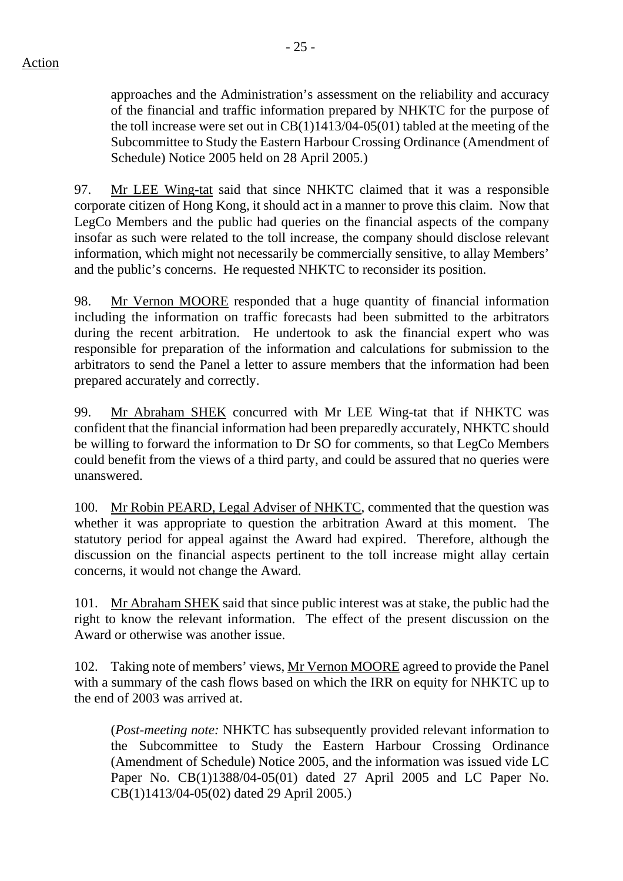Action

approaches and the Administration's assessment on the reliability and accuracy of the financial and traffic information prepared by NHKTC for the purpose of the toll increase were set out in CB(1)1413/04-05(01) tabled at the meeting of the Subcommittee to Study the Eastern Harbour Crossing Ordinance (Amendment of Schedule) Notice 2005 held on 28 April 2005.)

97. Mr LEE Wing-tat said that since NHKTC claimed that it was a responsible corporate citizen of Hong Kong, it should act in a manner to prove this claim. Now that LegCo Members and the public had queries on the financial aspects of the company insofar as such were related to the toll increase, the company should disclose relevant information, which might not necessarily be commercially sensitive, to allay Members' and the public's concerns. He requested NHKTC to reconsider its position.

98. Mr Vernon MOORE responded that a huge quantity of financial information including the information on traffic forecasts had been submitted to the arbitrators during the recent arbitration. He undertook to ask the financial expert who was responsible for preparation of the information and calculations for submission to the arbitrators to send the Panel a letter to assure members that the information had been prepared accurately and correctly.

99. Mr Abraham SHEK concurred with Mr LEE Wing-tat that if NHKTC was confident that the financial information had been preparedly accurately, NHKTC should be willing to forward the information to Dr SO for comments, so that LegCo Members could benefit from the views of a third party, and could be assured that no queries were unanswered.

100. Mr Robin PEARD, Legal Adviser of NHKTC, commented that the question was whether it was appropriate to question the arbitration Award at this moment. The statutory period for appeal against the Award had expired. Therefore, although the discussion on the financial aspects pertinent to the toll increase might allay certain concerns, it would not change the Award.

101. Mr Abraham SHEK said that since public interest was at stake, the public had the right to know the relevant information. The effect of the present discussion on the Award or otherwise was another issue.

102. Taking note of members' views, Mr Vernon MOORE agreed to provide the Panel with a summary of the cash flows based on which the IRR on equity for NHKTC up to the end of 2003 was arrived at.

(*Post-meeting note:* NHKTC has subsequently provided relevant information to the Subcommittee to Study the Eastern Harbour Crossing Ordinance (Amendment of Schedule) Notice 2005, and the information was issued vide LC Paper No. CB(1)1388/04-05(01) dated 27 April 2005 and LC Paper No. CB(1)1413/04-05(02) dated 29 April 2005.)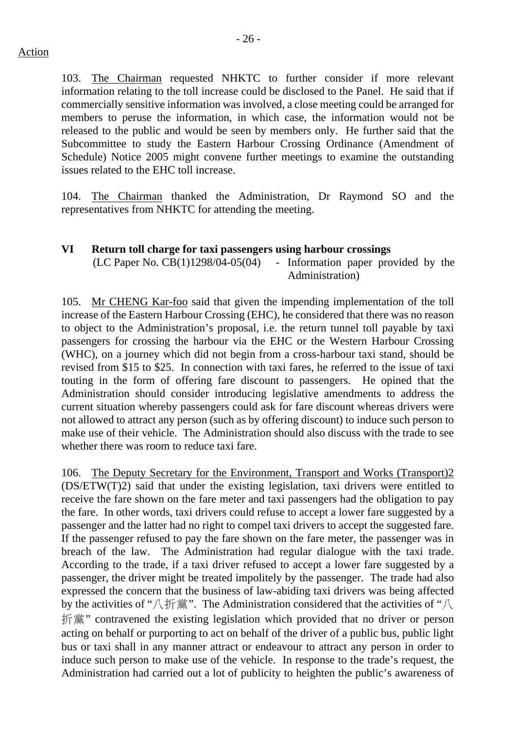Action

103. The Chairman requested NHKTC to further consider if more relevant information relating to the toll increase could be disclosed to the Panel. He said that if commercially sensitive information was involved, a close meeting could be arranged for members to peruse the information, in which case, the information would not be released to the public and would be seen by members only. He further said that the Subcommittee to study the Eastern Harbour Crossing Ordinance (Amendment of Schedule) Notice 2005 might convene further meetings to examine the outstanding issues related to the EHC toll increase.

104. The Chairman thanked the Administration, Dr Raymond SO and the representatives from NHKTC for attending the meeting.

**VI Return toll charge for taxi passengers using harbour crossings**

(LC Paper No. CB(1)1298/04-05(04) - Information paper provided by the Administration)

105. Mr CHENG Kar-foo said that given the impending implementation of the toll increase of the Eastern Harbour Crossing (EHC), he considered that there was no reason to object to the Administration's proposal, i.e. the return tunnel toll payable by taxi passengers for crossing the harbour via the EHC or the Western Harbour Crossing (WHC), on a journey which did not begin from a cross-harbour taxi stand, should be revised from $15 to $25. In connection with taxi fares, he referred to the issue of taxi touting in the form of offering fare discount to passengers. He opined that the Administration should consider introducing legislative amendments to address the current situation whereby passengers could ask for fare discount whereas drivers were not allowed to attract any person (such as by offering discount) to induce such person to make use of their vehicle. The Administration should also discuss with the trade to see whether there was room to reduce taxi fare.

106. The Deputy Secretary for the Environment, Transport and Works (Transport)2 (DS/ETW(T)2) said that under the existing legislation, taxi drivers were entitled to receive the fare shown on the fare meter and taxi passengers had the obligation to pay the fare. In other words, taxi drivers could refuse to accept a lower fare suggested by a passenger and the latter had no right to compel taxi drivers to accept the suggested fare. If the passenger refused to pay the fare shown on the fare meter, the passenger was in breach of the law. The Administration had regular dialogue with the taxi trade. According to the trade, if a taxi driver refused to accept a lower fare suggested by a passenger, the driver might be treated impolitely by the passenger. The trade had also expressed the concern that the business of law-abiding taxi drivers was being affected by the activities of "八折黨". The Administration considered that the activities of "八折黨" contravened the existing legislation which provided that no driver or person acting on behalf or purporting to act on behalf of the driver of a public bus, public light bus or taxi shall in any manner attract or endeavour to attract any person in order to induce such person to make use of the vehicle. In response to the trade's request, the Administration had carried out a lot of publicity to heighten the public's awareness of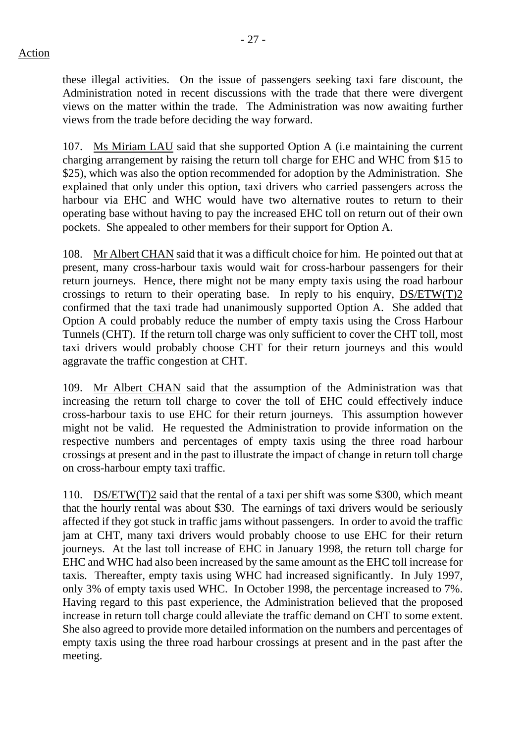Action

these illegal activities. On the issue of passengers seeking taxi fare discount, the Administration noted in recent discussions with the trade that there were divergent views on the matter within the trade. The Administration was now awaiting further views from the trade before deciding the way forward.

107. Ms Miriam LAU said that she supported Option A (i.e maintaining the current charging arrangement by raising the return toll charge for EHC and WHC from $15 to $25), which was also the option recommended for adoption by the Administration. She explained that only under this option, taxi drivers who carried passengers across the harbour via EHC and WHC would have two alternative routes to return to their operating base without having to pay the increased EHC toll on return out of their own pockets. She appealed to other members for their support for Option A.

108. Mr Albert CHAN said that it was a difficult choice for him. He pointed out that at present, many cross-harbour taxis would wait for cross-harbour passengers for their return journeys. Hence, there might not be many empty taxis using the road harbour crossings to return to their operating base. In reply to his enquiry, DS/ETW(T)2 confirmed that the taxi trade had unanimously supported Option A. She added that Option A could probably reduce the number of empty taxis using the Cross Harbour Tunnels (CHT). If the return toll charge was only sufficient to cover the CHT toll, most taxi drivers would probably choose CHT for their return journeys and this would aggravate the traffic congestion at CHT.

109. Mr Albert CHAN said that the assumption of the Administration was that increasing the return toll charge to cover the toll of EHC could effectively induce cross-harbour taxis to use EHC for their return journeys. This assumption however might not be valid. He requested the Administration to provide information on the respective numbers and percentages of empty taxis using the three road harbour crossings at present and in the past to illustrate the impact of change in return toll charge on cross-harbour empty taxi traffic.

110. DS/ETW(T)2 said that the rental of a taxi per shift was some $300, which meant that the hourly rental was about $30. The earnings of taxi drivers would be seriously affected if they got stuck in traffic jams without passengers. In order to avoid the traffic jam at CHT, many taxi drivers would probably choose to use EHC for their return journeys. At the last toll increase of EHC in January 1998, the return toll charge for EHC and WHC had also been increased by the same amount as the EHC toll increase for taxis. Thereafter, empty taxis using WHC had increased significantly. In July 1997, only 3% of empty taxis used WHC. In October 1998, the percentage increased to 7%. Having regard to this past experience, the Administration believed that the proposed increase in return toll charge could alleviate the traffic demand on CHT to some extent. She also agreed to provide more detailed information on the numbers and percentages of empty taxis using the three road harbour crossings at present and in the past after the meeting.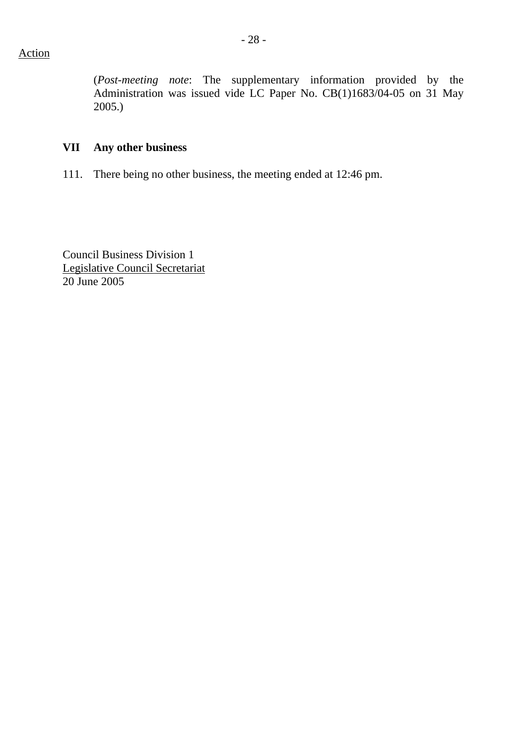Action

(*Post-meeting note*: The supplementary information provided by the Administration was issued vide LC Paper No. CB(1)1683/04-05 on 31 May 2005.)

**VII Any other business**

111. There being no other business, the meeting ended at 12:46 pm.

Council Business Division 1
Legislative Council Secretariat
20 June 2005